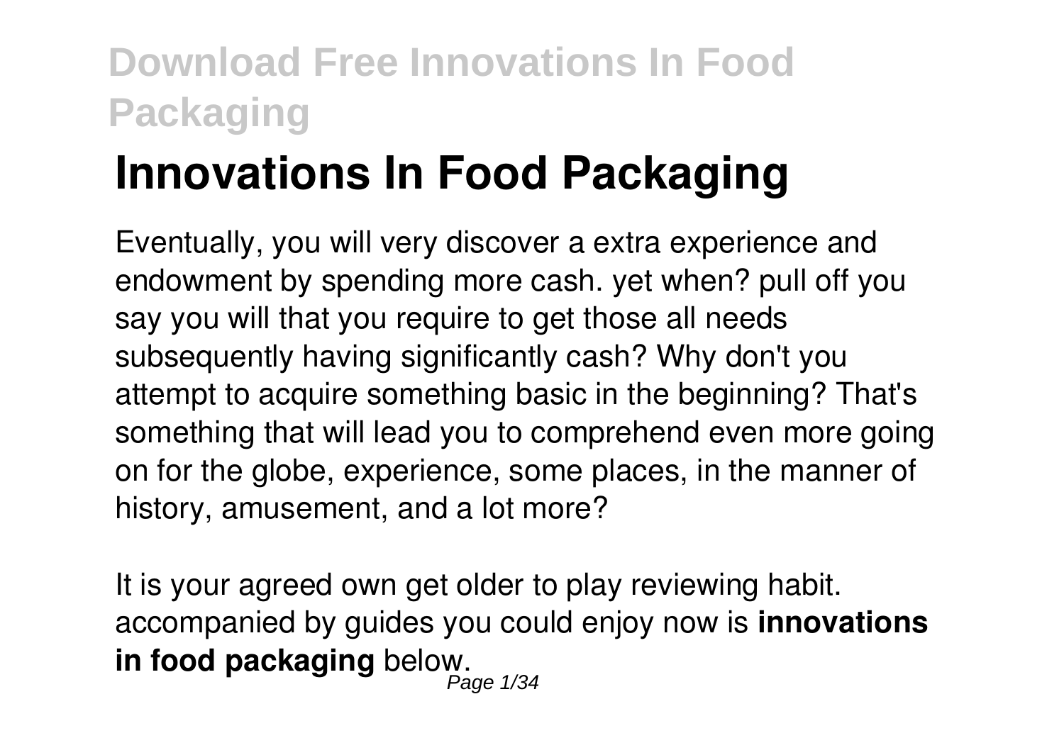# Innovations In Food Packaging

Eventually, you will very discover a extra experience and endowment by spending more cash. yet when? pull off you say you will that you require to get those all needs subsequently having significantly cash? Why don't you attempt to acquire something basic in the beginning? That's something that will lead you to comprehend even more going on for the globe, experience, some places, in the manner of history, amusement, and a lot more?

It is your agreed own get older to play reviewing habit. accompanied by guides you could enjoy now is **innovations in food packaging** below.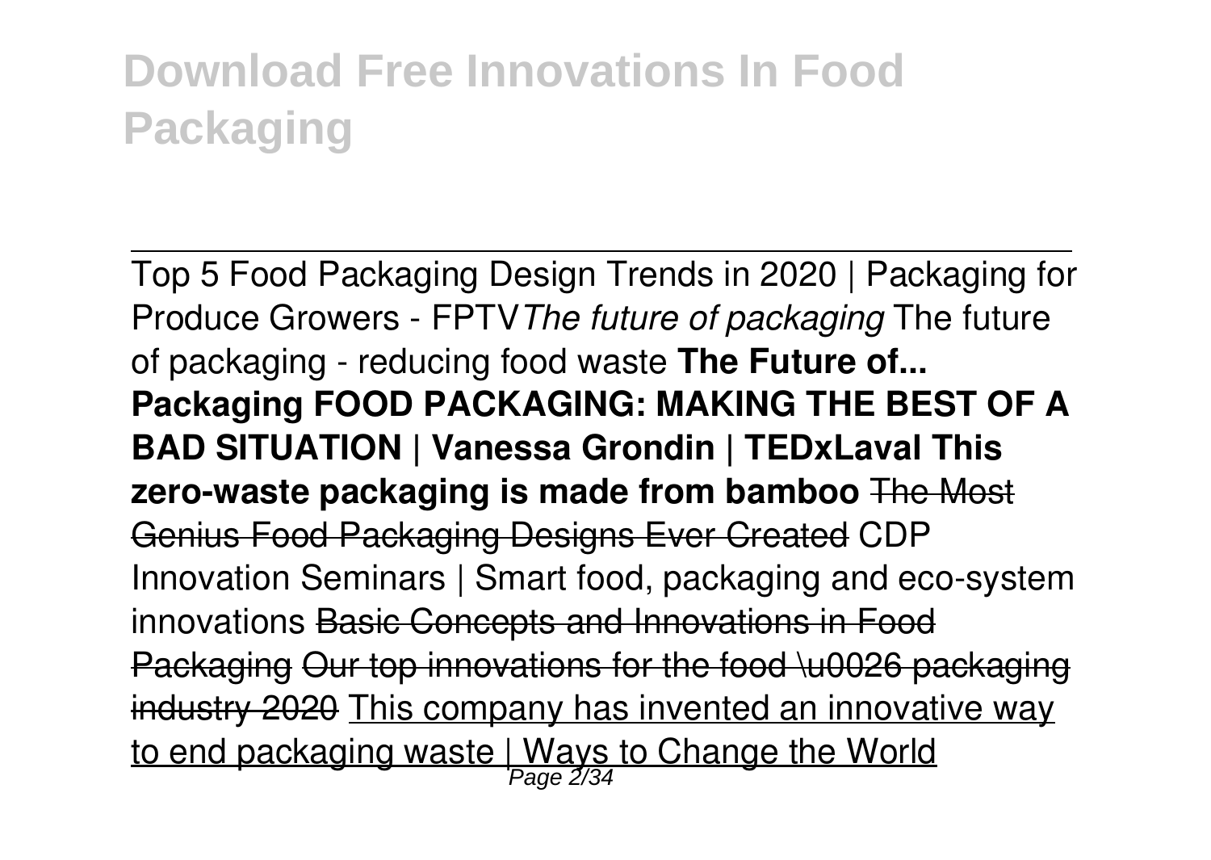# Download Free Innovations In Food Packaging

Top 5 Food Packaging Design Trends in 2020 | Packaging for Produce Growers - FPTV *The future of packaging* The future of packaging - reducing food waste **The Future of... Packaging FOOD PACKAGING: MAKING THE BEST OF A BAD SITUATION | Vanessa Grondin | TEDxLaval This zero-waste packaging is made from bamboo** ~~The Most Genius Food Packaging Designs Ever Created~~ CDP Innovation Seminars | Smart food, packaging and eco-system innovations ~~Basic Concepts and Innovations in Food Packaging~~ ~~Our top innovations for the food \u0026 packaging industry 2020~~ This company has invented an innovative way to end packaging waste | Ways to Change the World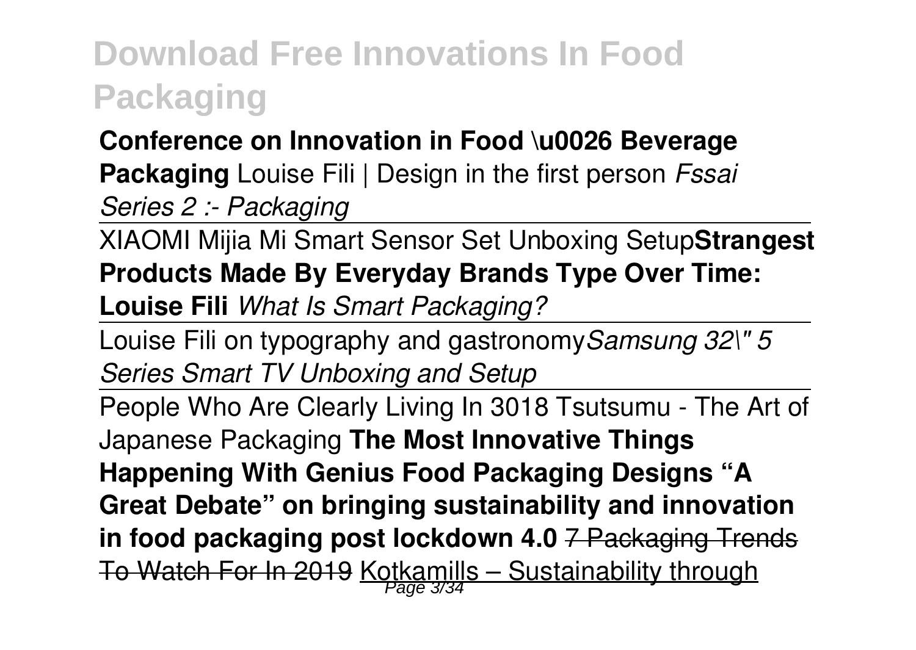# Download Free Innovations In Food Packaging

**Conference on Innovation in Food \u0026 Beverage Packaging** Louise Fili | Design in the first person *Fssai Series 2 :- Packaging*

XIAOMI Mijia Mi Smart Sensor Set Unboxing Setup **Strangest Products Made By Everyday Brands Type Over Time: Louise Fili** *What Is Smart Packaging?*

Louise Fili on typography and gastronomy *Samsung 32\" 5 Series Smart TV Unboxing and Setup*

People Who Are Clearly Living In 3018 Tsutsumu - The Art of Japanese Packaging **The Most Innovative Things Happening With Genius Food Packaging Designs "A Great Debate" on bringing sustainability and innovation in food packaging post lockdown 4.0** ~~7 Packaging Trends To Watch For In 2019~~ Kotkamills – Sustainability through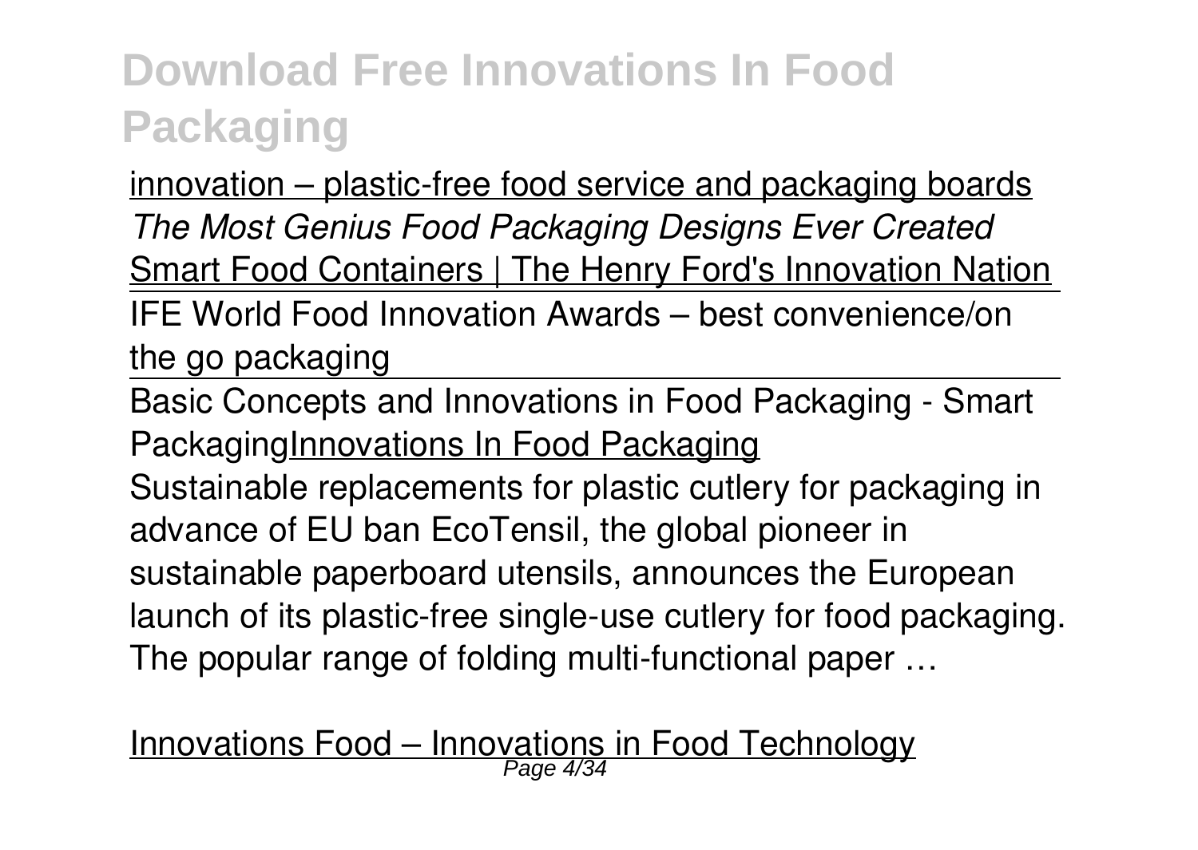# Download Free Innovations In Food Packaging

innovation – plastic-free food service and packaging boards

*The Most Genius Food Packaging Designs Ever Created*

Smart Food Containers | The Henry Ford's Innovation Nation

IFE World Food Innovation Awards – best convenience/on the go packaging

Basic Concepts and Innovations in Food Packaging - Smart PackagingInnovations In Food Packaging

Sustainable replacements for plastic cutlery for packaging in advance of EU ban EcoTensil, the global pioneer in sustainable paperboard utensils, announces the European launch of its plastic-free single-use cutlery for food packaging. The popular range of folding multi-functional paper …

Innovations Food – Innovations in Food Technology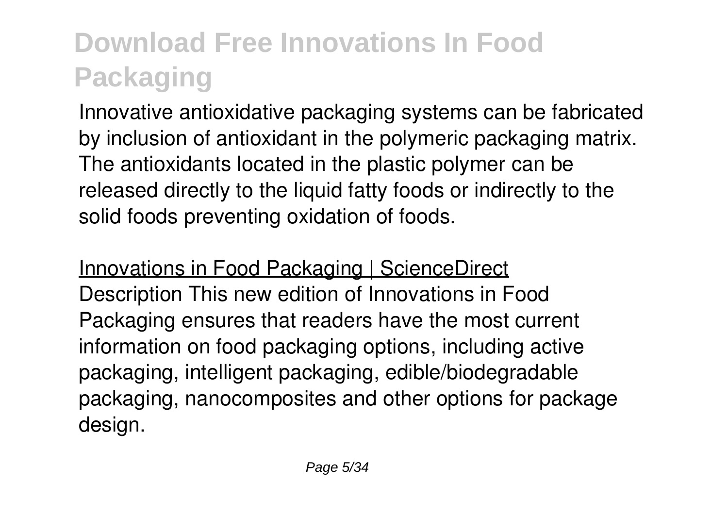# Download Free Innovations In Food Packaging

Innovative antioxidative packaging systems can be fabricated by inclusion of antioxidant in the polymeric packaging matrix. The antioxidants located in the plastic polymer can be released directly to the liquid fatty foods or indirectly to the solid foods preventing oxidation of foods.

Innovations in Food Packaging | ScienceDirect

Description This new edition of Innovations in Food Packaging ensures that readers have the most current information on food packaging options, including active packaging, intelligent packaging, edible/biodegradable packaging, nanocomposites and other options for package design.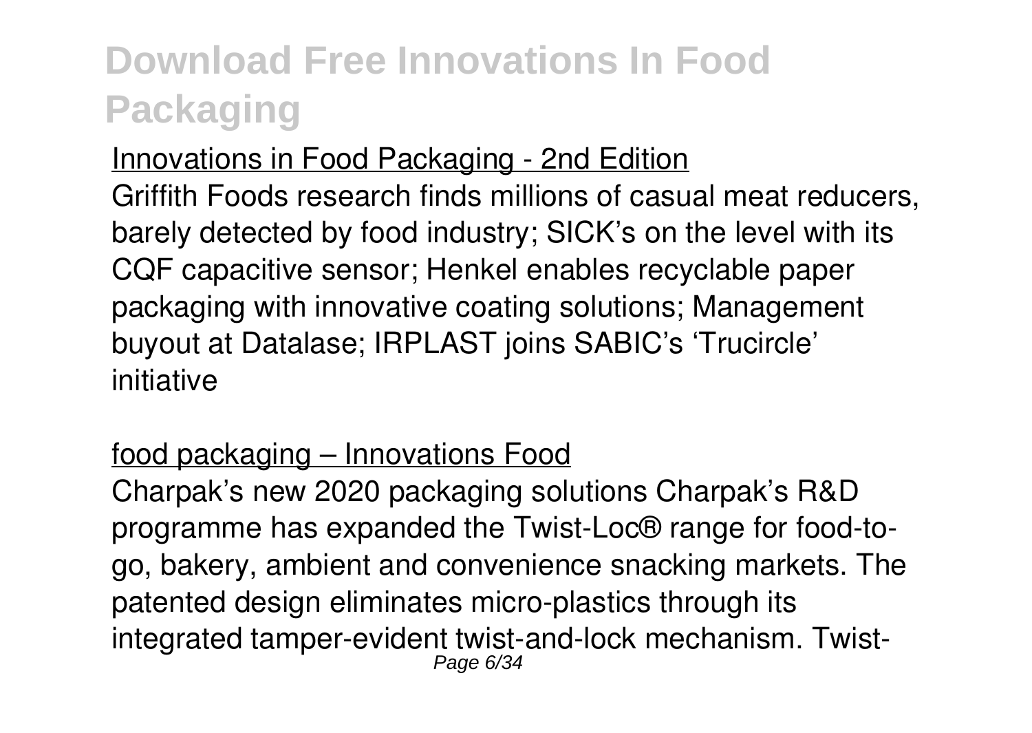## Innovations in Food Packaging - 2nd Edition

Griffith Foods research finds millions of casual meat reducers, barely detected by food industry; SICK's on the level with its CQF capacitive sensor; Henkel enables recyclable paper packaging with innovative coating solutions; Management buyout at Datalase; IRPLAST joins SABIC's 'Trucircle' initiative

## food packaging – Innovations Food

Charpak's new 2020 packaging solutions Charpak's R&D programme has expanded the Twist-Loc® range for food-to-go, bakery, ambient and convenience snacking markets. The patented design eliminates micro-plastics through its integrated tamper-evident twist-and-lock mechanism. Twist-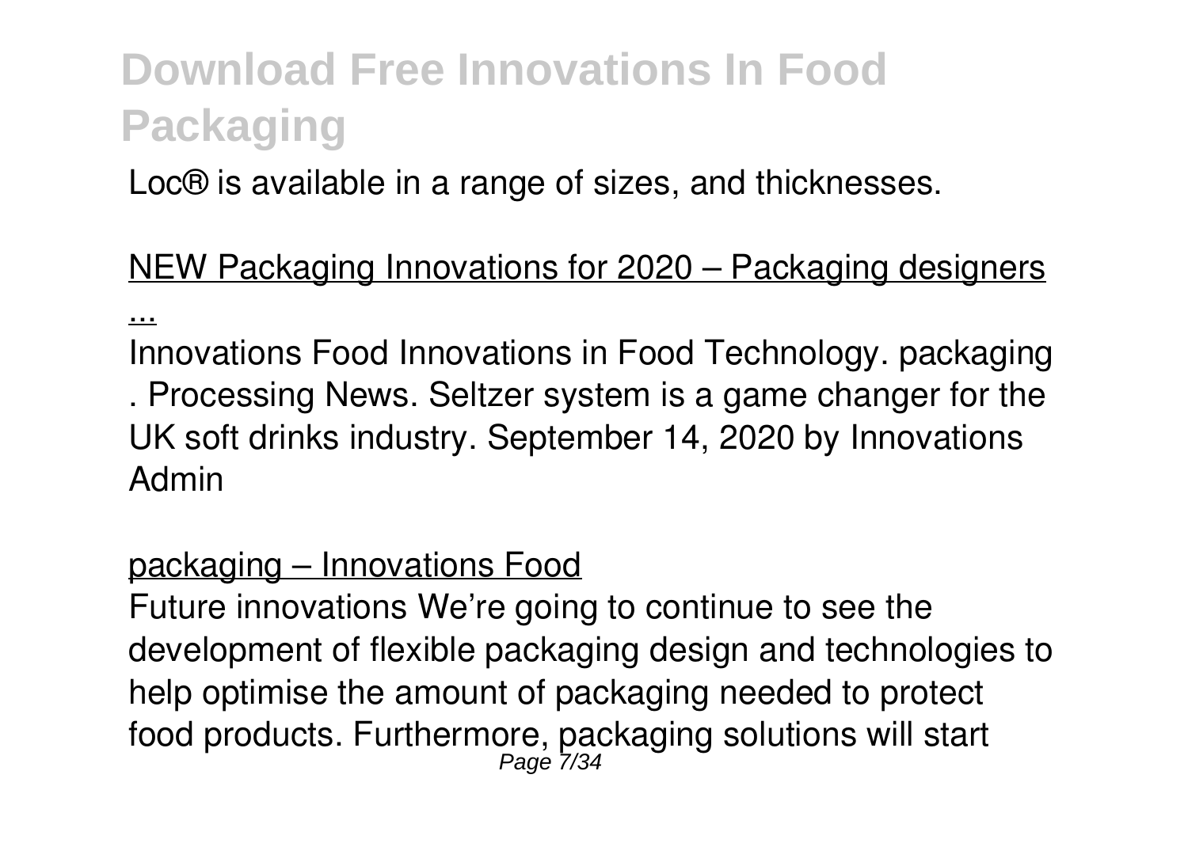Loc® is available in a range of sizes, and thicknesses.

NEW Packaging Innovations for 2020 – Packaging designers ...

Innovations Food Innovations in Food Technology. packaging . Processing News. Seltzer system is a game changer for the UK soft drinks industry. September 14, 2020 by Innovations Admin

packaging – Innovations Food

Future innovations We're going to continue to see the development of flexible packaging design and technologies to help optimise the amount of packaging needed to protect food products. Furthermore, packaging solutions will start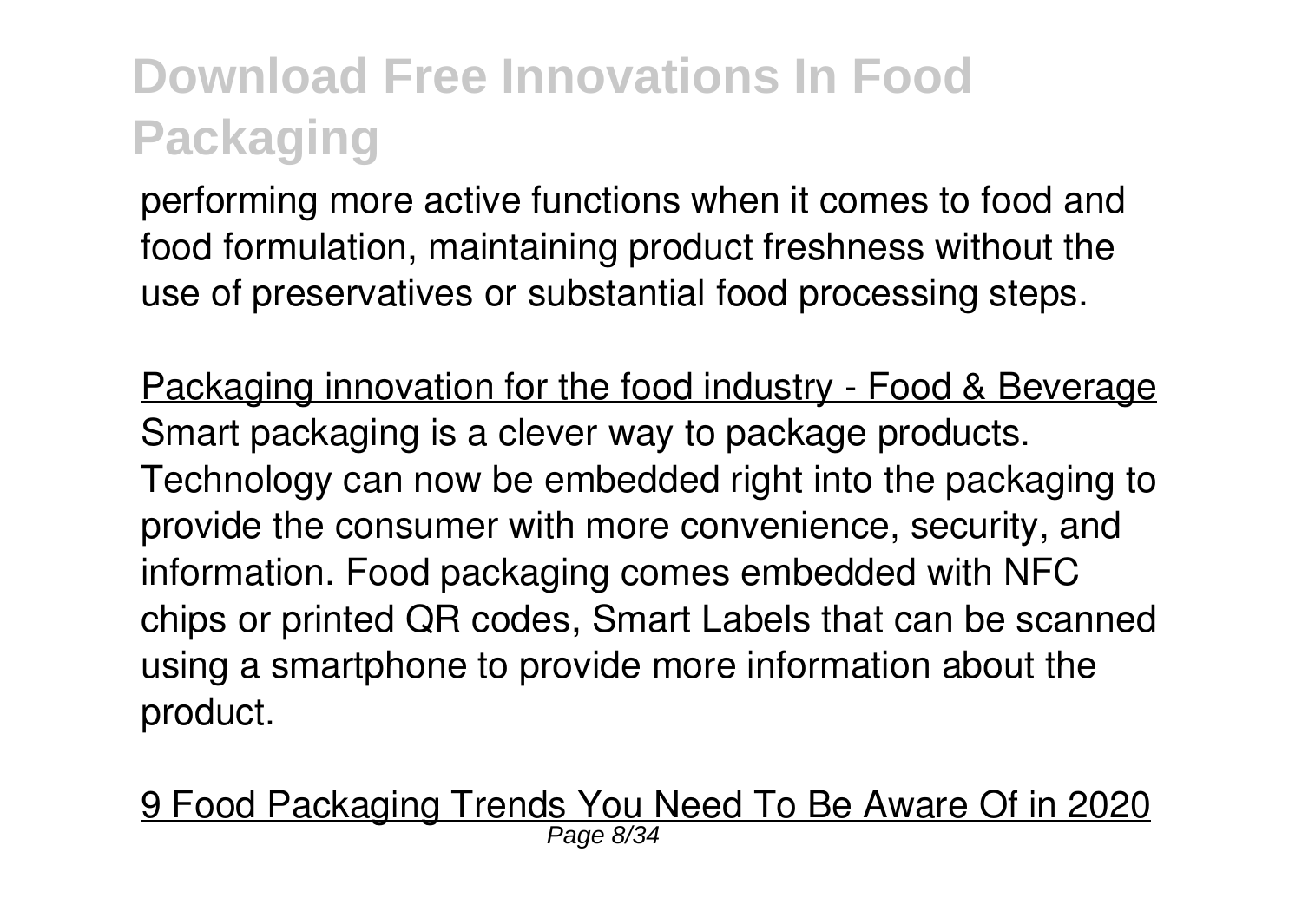performing more active functions when it comes to food and food formulation, maintaining product freshness without the use of preservatives or substantial food processing steps.

Packaging innovation for the food industry - Food & Beverage

Smart packaging is a clever way to package products. Technology can now be embedded right into the packaging to provide the consumer with more convenience, security, and information. Food packaging comes embedded with NFC chips or printed QR codes, Smart Labels that can be scanned using a smartphone to provide more information about the product.

9 Food Packaging Trends You Need To Be Aware Of in 2020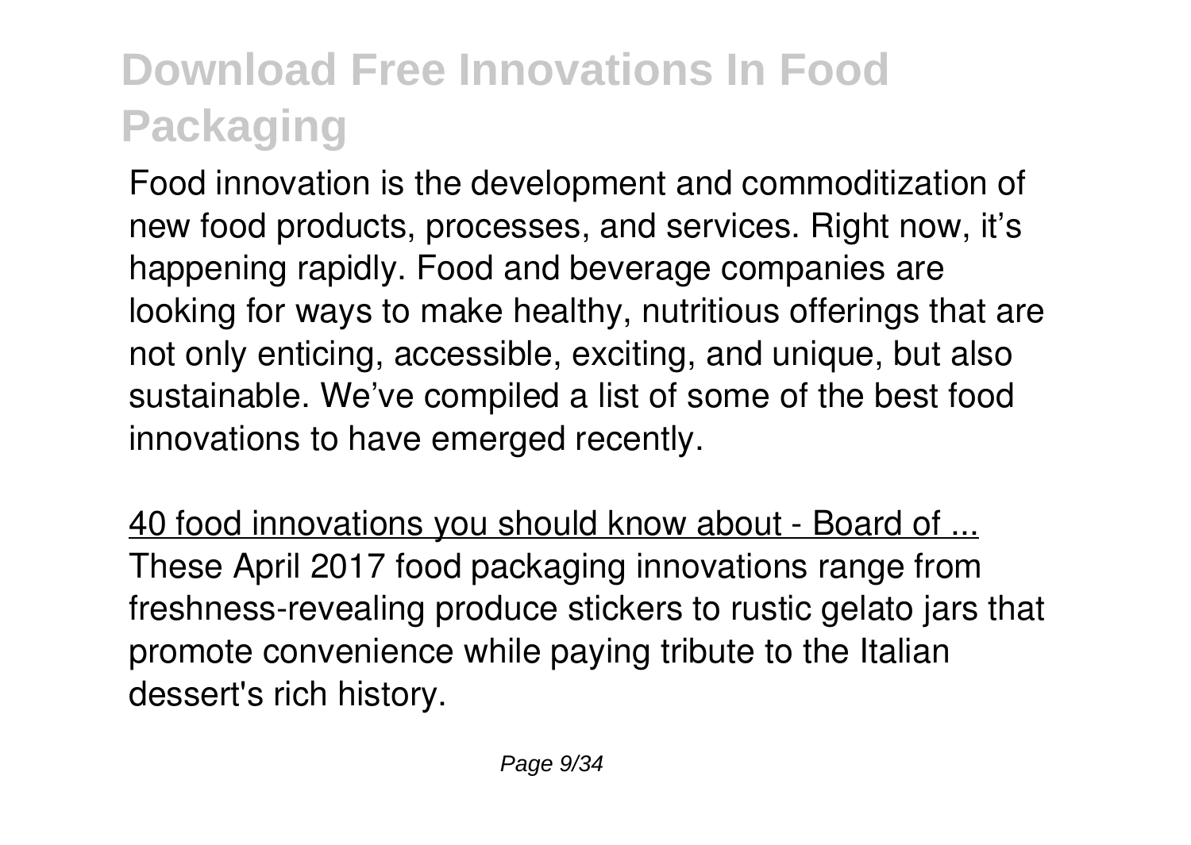# Download Free Innovations In Food Packaging

Food innovation is the development and commoditization of new food products, processes, and services. Right now, it's happening rapidly. Food and beverage companies are looking for ways to make healthy, nutritious offerings that are not only enticing, accessible, exciting, and unique, but also sustainable. We've compiled a list of some of the best food innovations to have emerged recently.

40 food innovations you should know about - Board of ...
These April 2017 food packaging innovations range from freshness-revealing produce stickers to rustic gelato jars that promote convenience while paying tribute to the Italian dessert's rich history.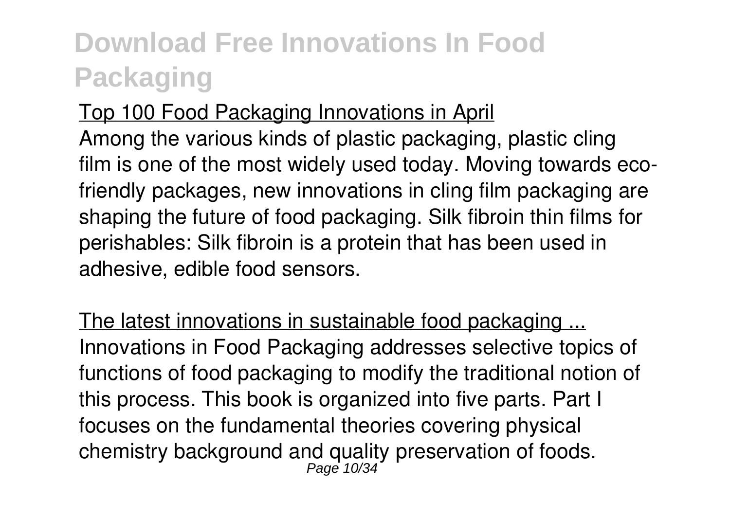Top 100 Food Packaging Innovations in April

Among the various kinds of plastic packaging, plastic cling film is one of the most widely used today. Moving towards eco-friendly packages, new innovations in cling film packaging are shaping the future of food packaging. Silk fibroin thin films for perishables: Silk fibroin is a protein that has been used in adhesive, edible food sensors.

The latest innovations in sustainable food packaging ...

Innovations in Food Packaging addresses selective topics of functions of food packaging to modify the traditional notion of this process. This book is organized into five parts. Part I focuses on the fundamental theories covering physical chemistry background and quality preservation of foods.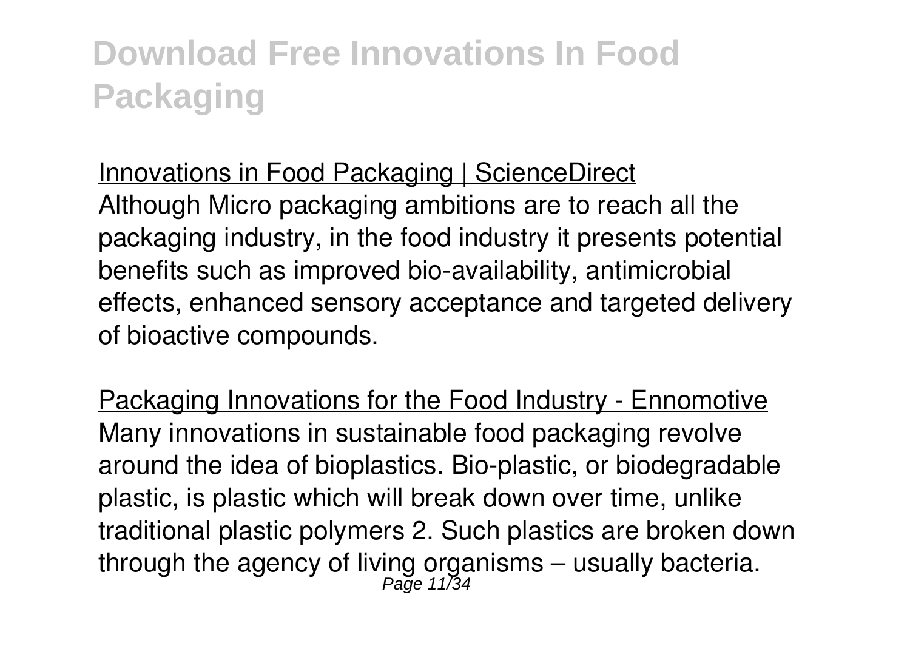Innovations in Food Packaging | ScienceDirect

Although Micro packaging ambitions are to reach all the packaging industry, in the food industry it presents potential benefits such as improved bio-availability, antimicrobial effects, enhanced sensory acceptance and targeted delivery of bioactive compounds.

Packaging Innovations for the Food Industry - Ennomotive

Many innovations in sustainable food packaging revolve around the idea of bioplastics. Bio-plastic, or biodegradable plastic, is plastic which will break down over time, unlike traditional plastic polymers 2. Such plastics are broken down through the agency of living organisms – usually bacteria.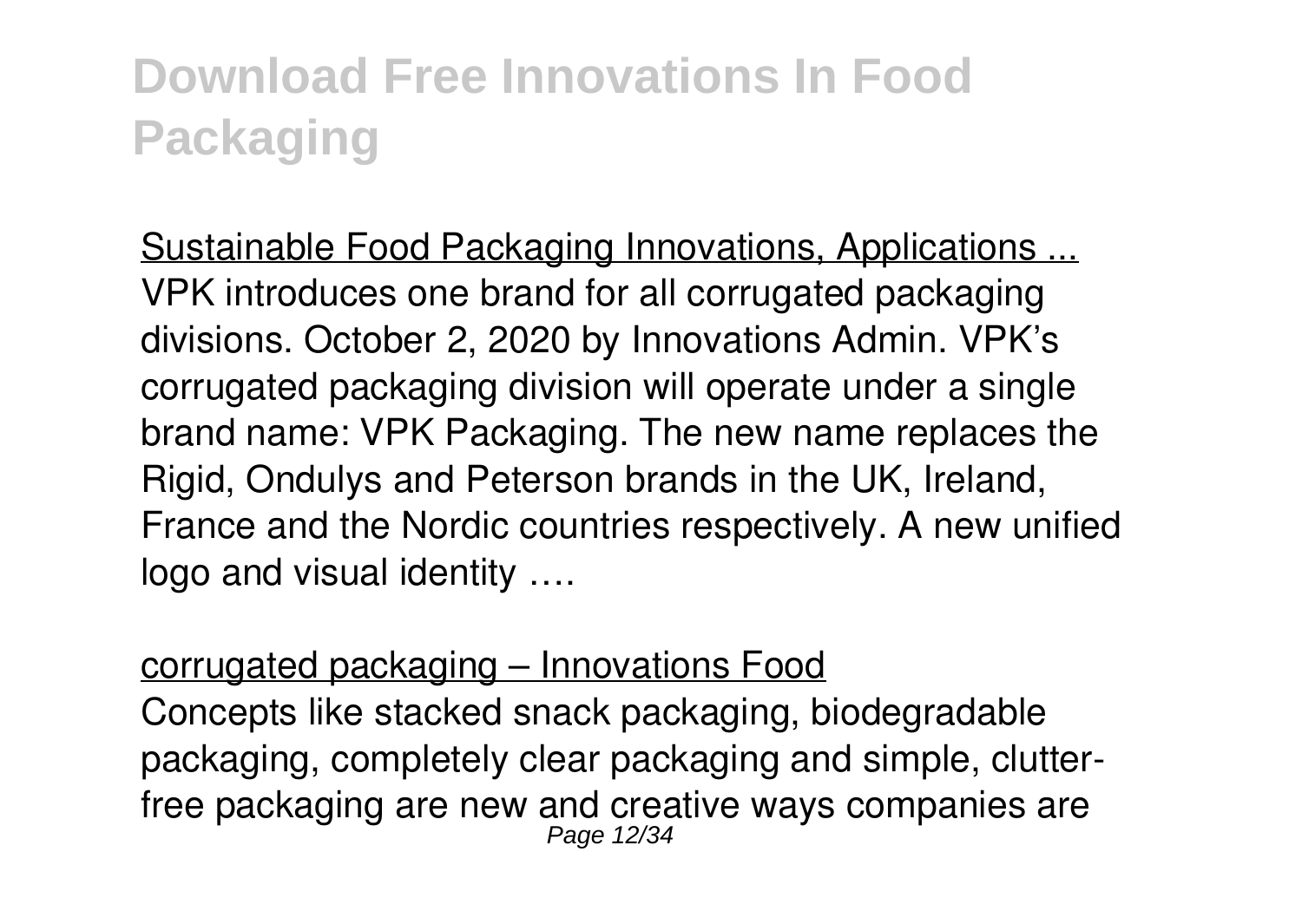# Download Free Innovations In Food Packaging

Sustainable Food Packaging Innovations, Applications ...
VPK introduces one brand for all corrugated packaging divisions. October 2, 2020 by Innovations Admin. VPK's corrugated packaging division will operate under a single brand name: VPK Packaging. The new name replaces the Rigid, Ondulys and Peterson brands in the UK, Ireland, France and the Nordic countries respectively. A new unified logo and visual identity ….

corrugated packaging – Innovations Food
Concepts like stacked snack packaging, biodegradable packaging, completely clear packaging and simple, clutter-free packaging are new and creative ways companies are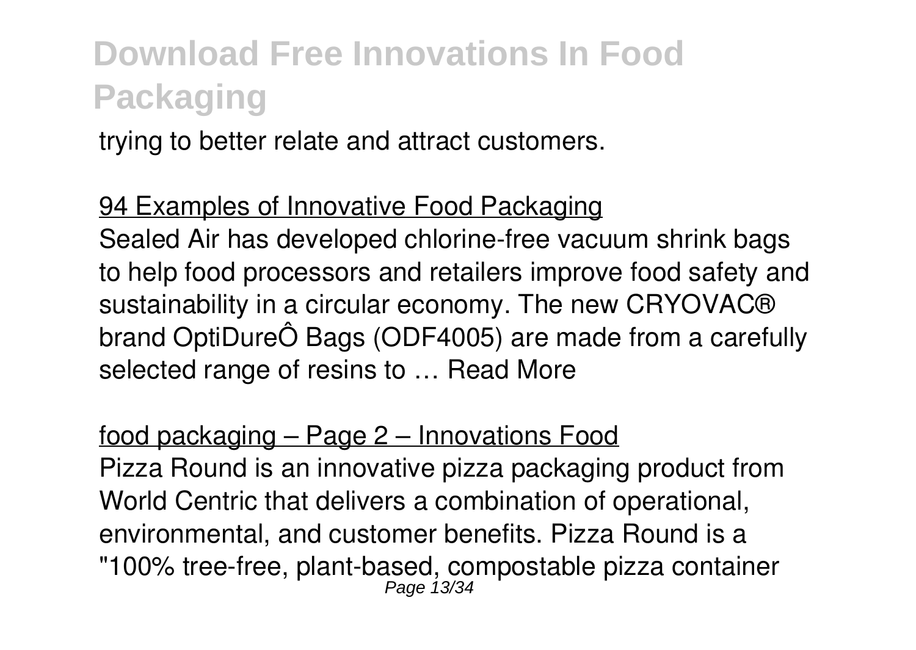trying to better relate and attract customers.

94 Examples of Innovative Food Packaging

Sealed Air has developed chlorine-free vacuum shrink bags to help food processors and retailers improve food safety and sustainability in a circular economy. The new CRYOVAC® brand OptiDureÔ Bags (ODF4005) are made from a carefully selected range of resins to … Read More

food packaging – Page 2 – Innovations Food

Pizza Round is an innovative pizza packaging product from World Centric that delivers a combination of operational, environmental, and customer benefits. Pizza Round is a "100% tree-free, plant-based, compostable pizza container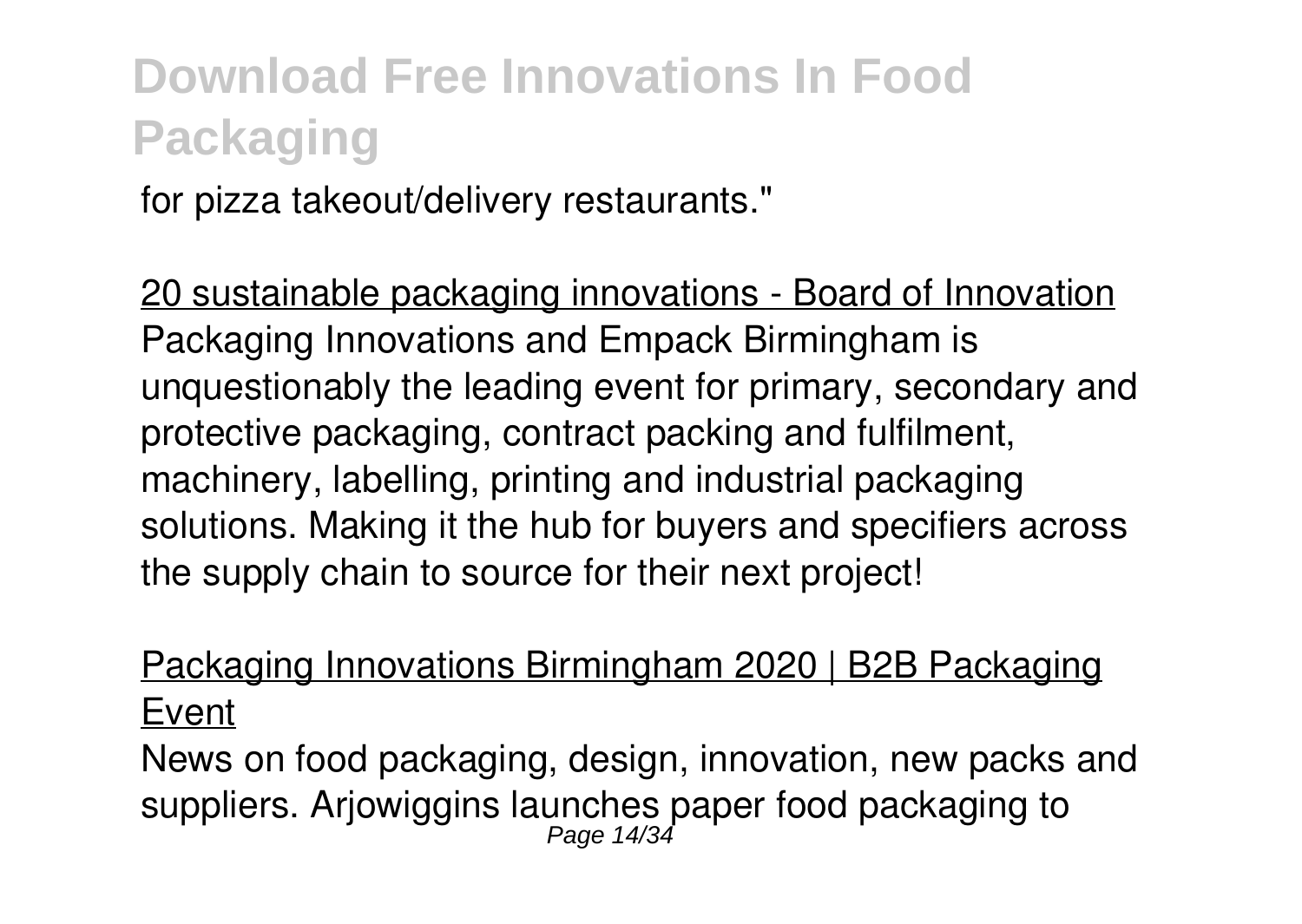for pizza takeout/delivery restaurants."

20 sustainable packaging innovations - Board of Innovation
Packaging Innovations and Empack Birmingham is unquestionably the leading event for primary, secondary and protective packaging, contract packing and fulfilment, machinery, labelling, printing and industrial packaging solutions. Making it the hub for buyers and specifiers across the supply chain to source for their next project!

Packaging Innovations Birmingham 2020 | B2B Packaging Event

News on food packaging, design, innovation, new packs and suppliers. Arjowiggins launches paper food packaging to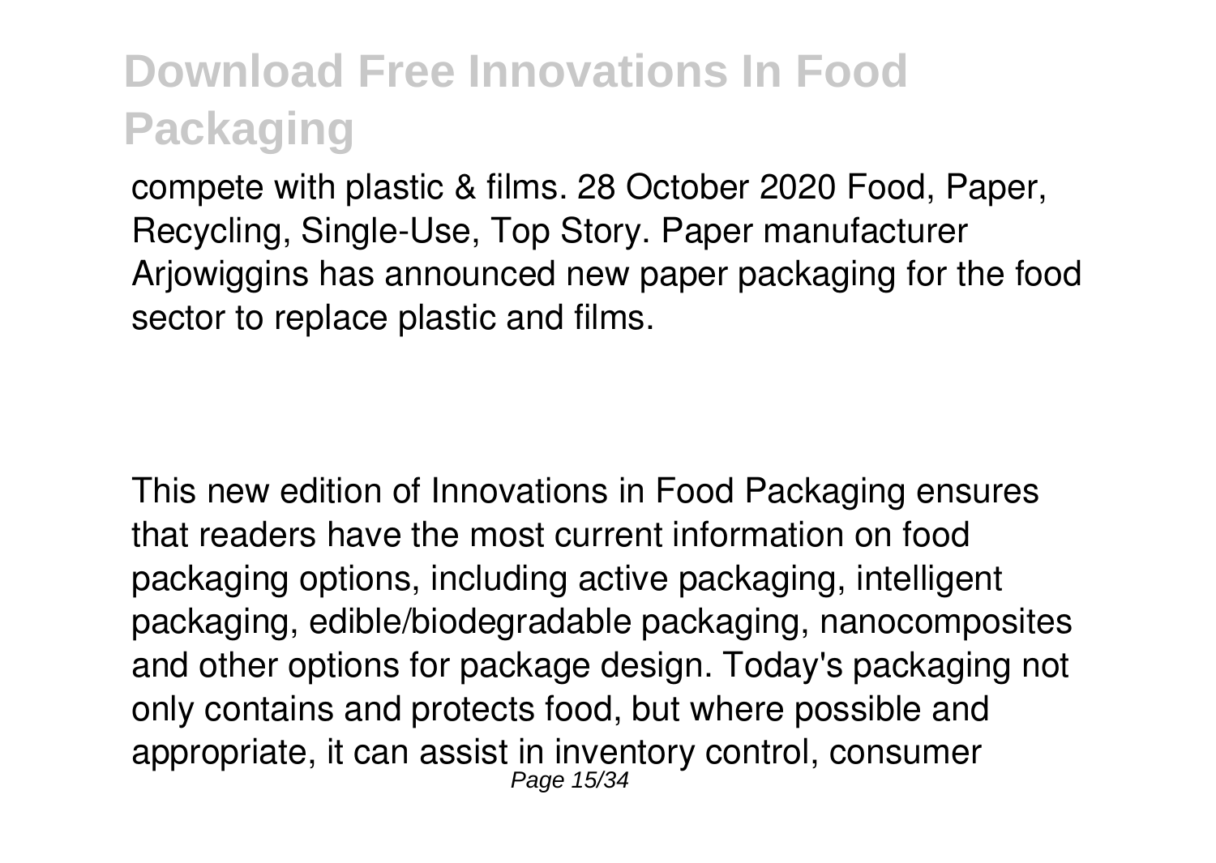compete with plastic & films. 28 October 2020 Food, Paper, Recycling, Single-Use, Top Story. Paper manufacturer Arjowiggins has announced new paper packaging for the food sector to replace plastic and films.

This new edition of Innovations in Food Packaging ensures that readers have the most current information on food packaging options, including active packaging, intelligent packaging, edible/biodegradable packaging, nanocomposites and other options for package design. Today's packaging not only contains and protects food, but where possible and appropriate, it can assist in inventory control, consumer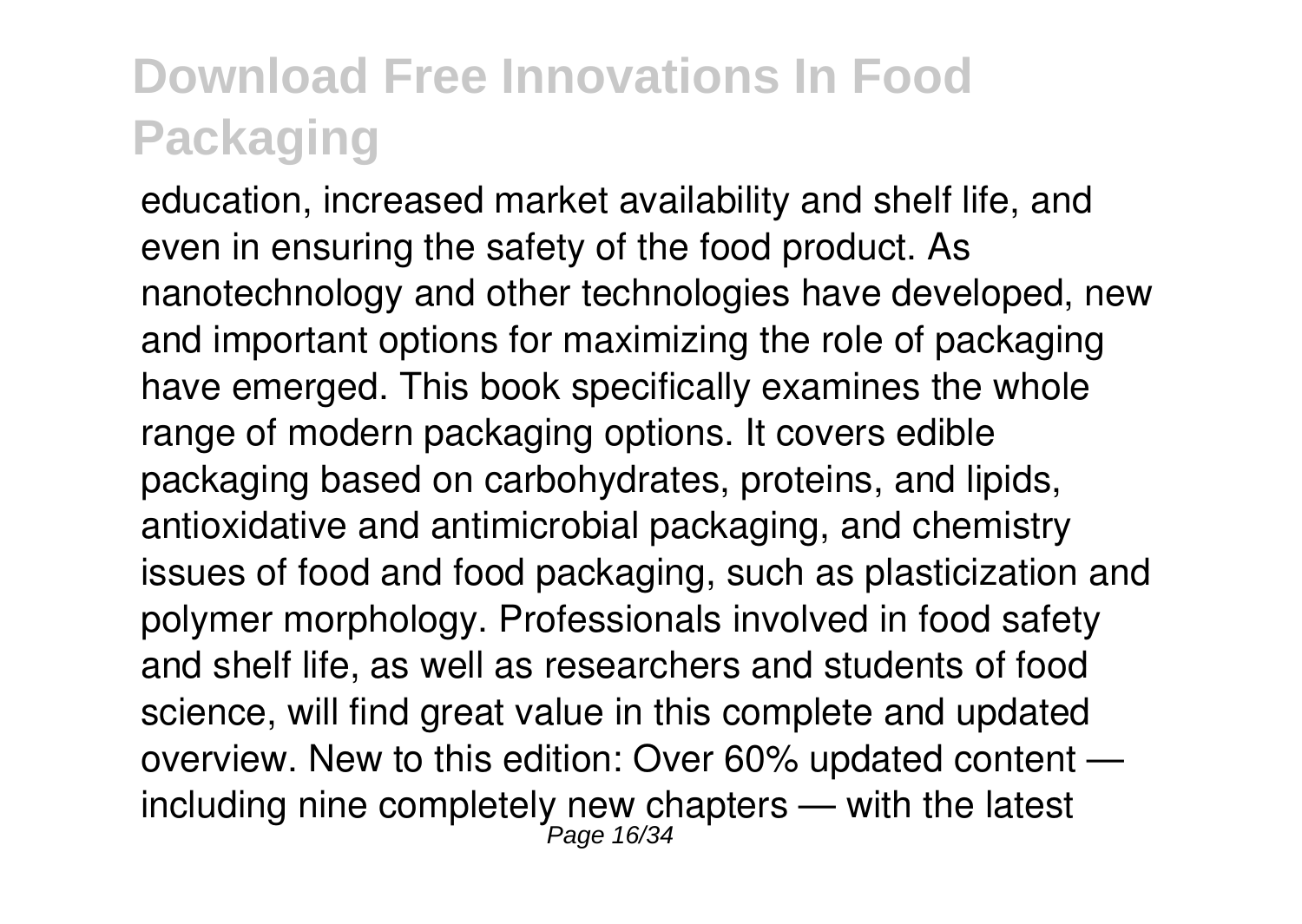education, increased market availability and shelf life, and even in ensuring the safety of the food product. As nanotechnology and other technologies have developed, new and important options for maximizing the role of packaging have emerged. This book specifically examines the whole range of modern packaging options. It covers edible packaging based on carbohydrates, proteins, and lipids, antioxidative and antimicrobial packaging, and chemistry issues of food and food packaging, such as plasticization and polymer morphology. Professionals involved in food safety and shelf life, as well as researchers and students of food science, will find great value in this complete and updated overview. New to this edition: Over 60% updated content — including nine completely new chapters — with the latest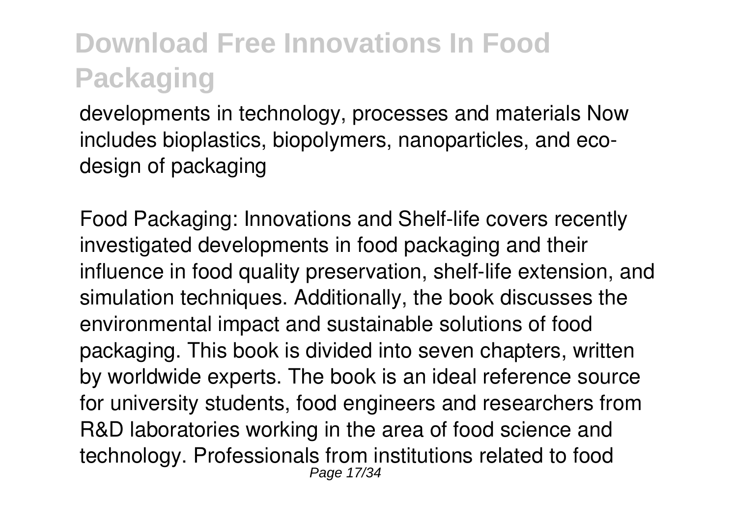developments in technology, processes and materials Now includes bioplastics, biopolymers, nanoparticles, and eco-design of packaging

Food Packaging: Innovations and Shelf-life covers recently investigated developments in food packaging and their influence in food quality preservation, shelf-life extension, and simulation techniques. Additionally, the book discusses the environmental impact and sustainable solutions of food packaging. This book is divided into seven chapters, written by worldwide experts. The book is an ideal reference source for university students, food engineers and researchers from R&D laboratories working in the area of food science and technology. Professionals from institutions related to food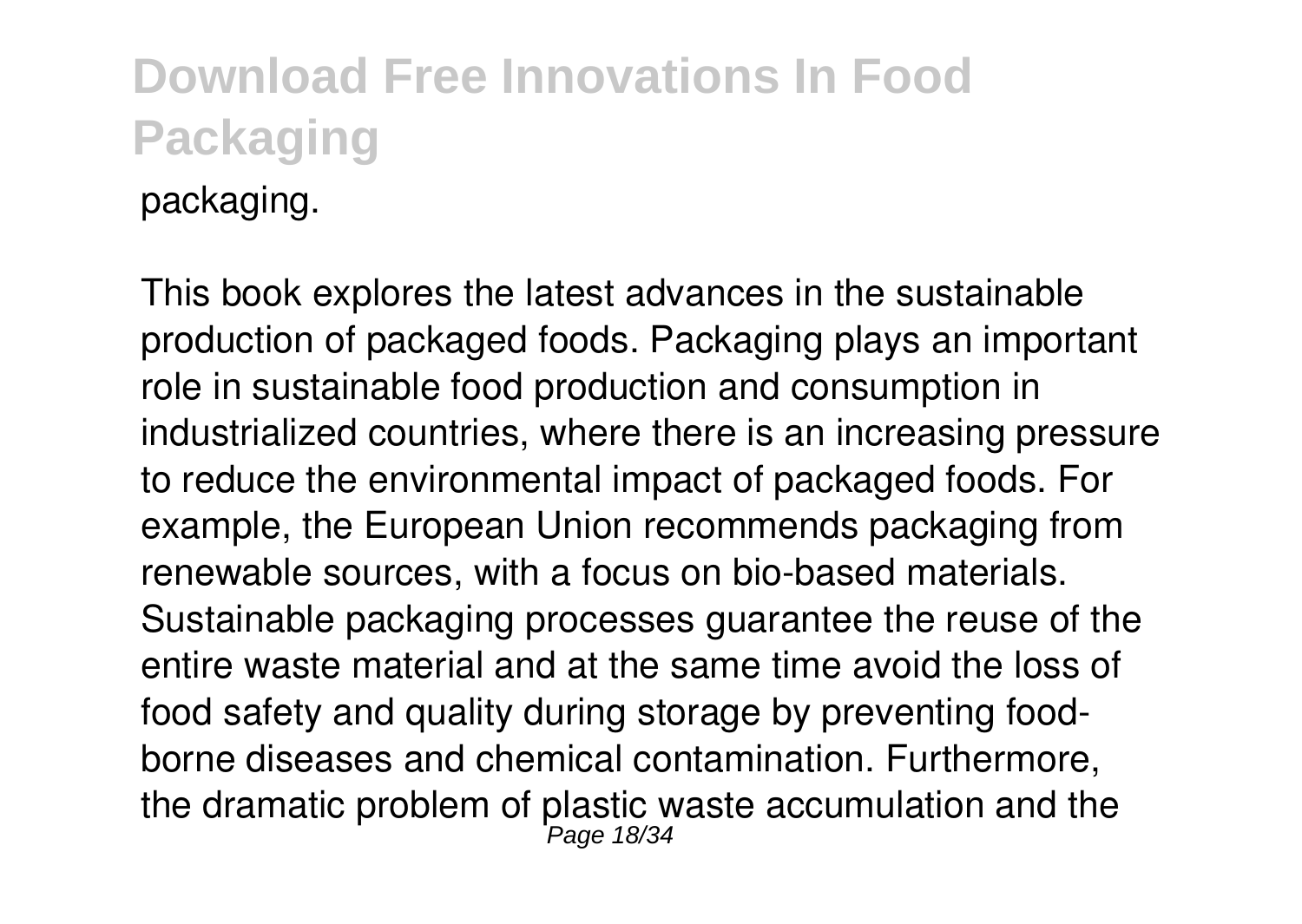packaging.

This book explores the latest advances in the sustainable production of packaged foods. Packaging plays an important role in sustainable food production and consumption in industrialized countries, where there is an increasing pressure to reduce the environmental impact of packaged foods. For example, the European Union recommends packaging from renewable sources, with a focus on bio-based materials. Sustainable packaging processes guarantee the reuse of the entire waste material and at the same time avoid the loss of food safety and quality during storage by preventing food-borne diseases and chemical contamination. Furthermore, the dramatic problem of plastic waste accumulation and the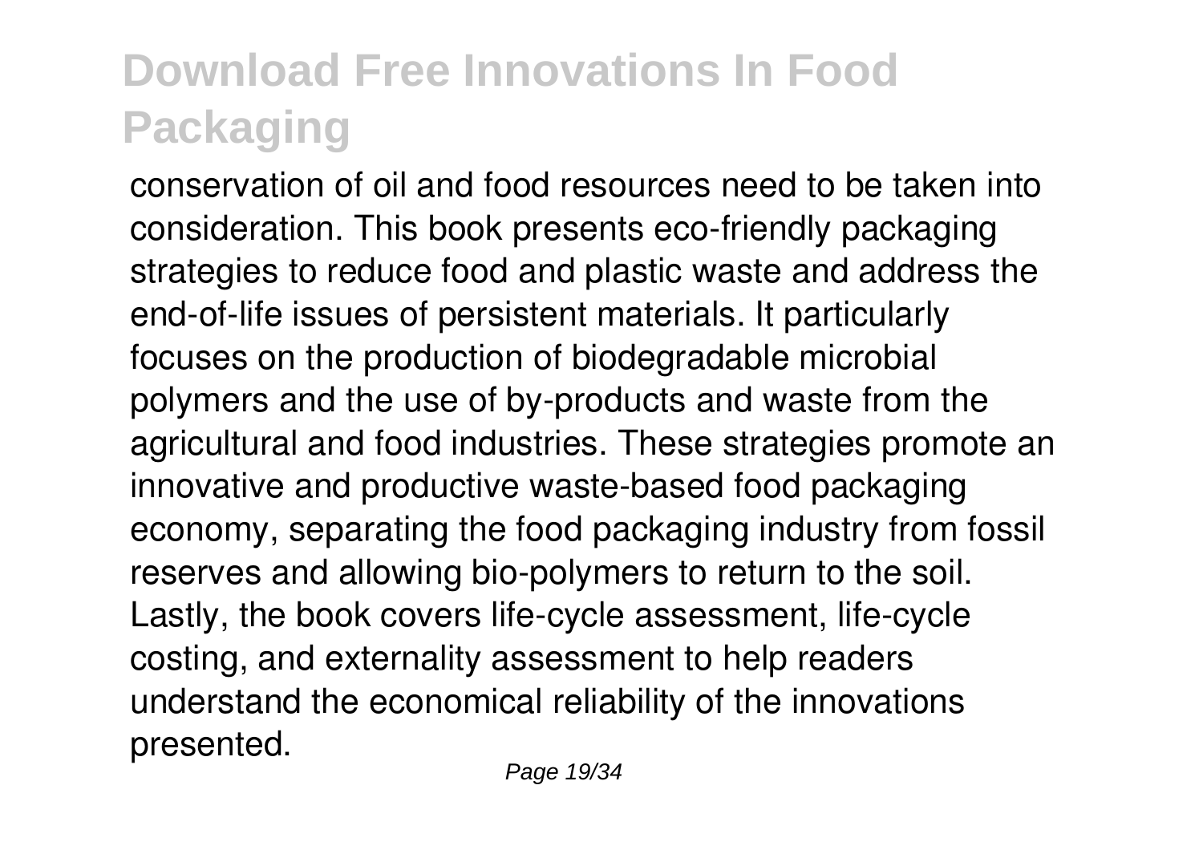conservation of oil and food resources need to be taken into consideration. This book presents eco-friendly packaging strategies to reduce food and plastic waste and address the end-of-life issues of persistent materials. It particularly focuses on the production of biodegradable microbial polymers and the use of by-products and waste from the agricultural and food industries. These strategies promote an innovative and productive waste-based food packaging economy, separating the food packaging industry from fossil reserves and allowing bio-polymers to return to the soil. Lastly, the book covers life-cycle assessment, life-cycle costing, and externality assessment to help readers understand the economical reliability of the innovations presented.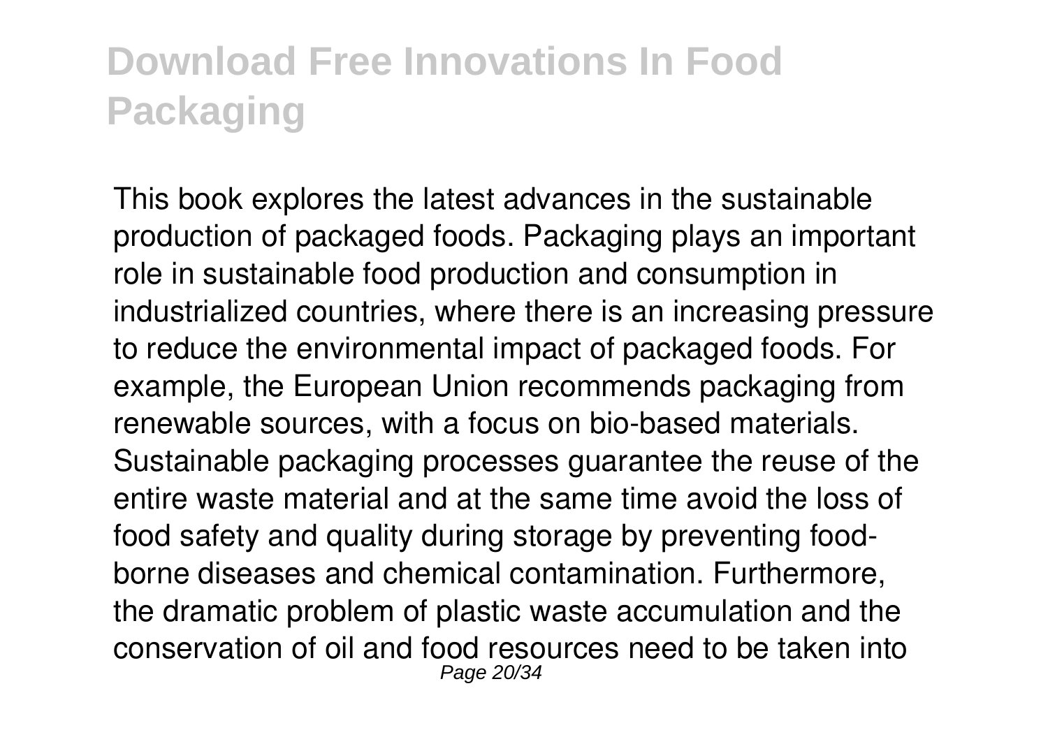This book explores the latest advances in the sustainable production of packaged foods. Packaging plays an important role in sustainable food production and consumption in industrialized countries, where there is an increasing pressure to reduce the environmental impact of packaged foods. For example, the European Union recommends packaging from renewable sources, with a focus on bio-based materials. Sustainable packaging processes guarantee the reuse of the entire waste material and at the same time avoid the loss of food safety and quality during storage by preventing food-borne diseases and chemical contamination. Furthermore, the dramatic problem of plastic waste accumulation and the conservation of oil and food resources need to be taken into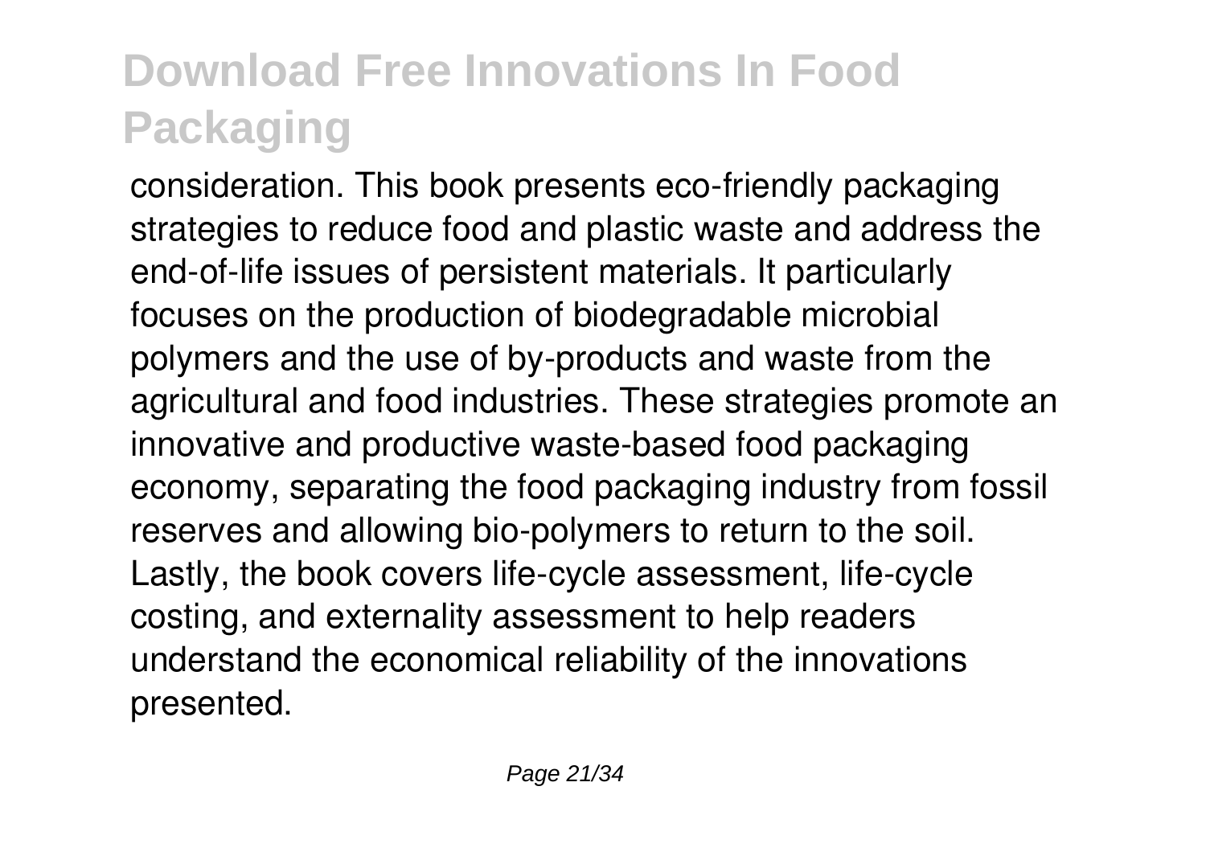consideration. This book presents eco-friendly packaging strategies to reduce food and plastic waste and address the end-of-life issues of persistent materials. It particularly focuses on the production of biodegradable microbial polymers and the use of by-products and waste from the agricultural and food industries. These strategies promote an innovative and productive waste-based food packaging economy, separating the food packaging industry from fossil reserves and allowing bio-polymers to return to the soil. Lastly, the book covers life-cycle assessment, life-cycle costing, and externality assessment to help readers understand the economical reliability of the innovations presented.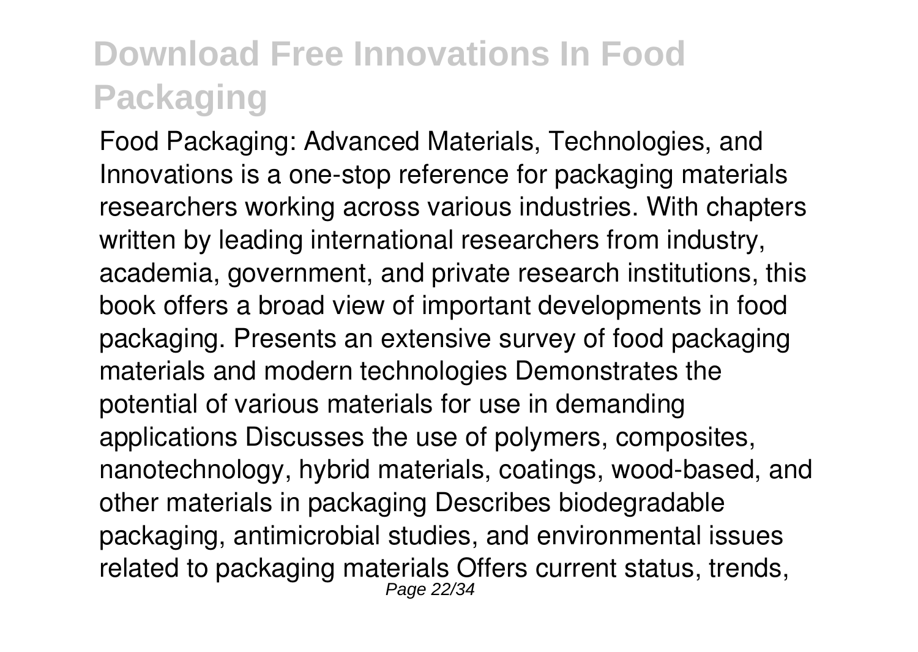Food Packaging: Advanced Materials, Technologies, and Innovations is a one-stop reference for packaging materials researchers working across various industries. With chapters written by leading international researchers from industry, academia, government, and private research institutions, this book offers a broad view of important developments in food packaging. Presents an extensive survey of food packaging materials and modern technologies Demonstrates the potential of various materials for use in demanding applications Discusses the use of polymers, composites, nanotechnology, hybrid materials, coatings, wood-based, and other materials in packaging Describes biodegradable packaging, antimicrobial studies, and environmental issues related to packaging materials Offers current status, trends,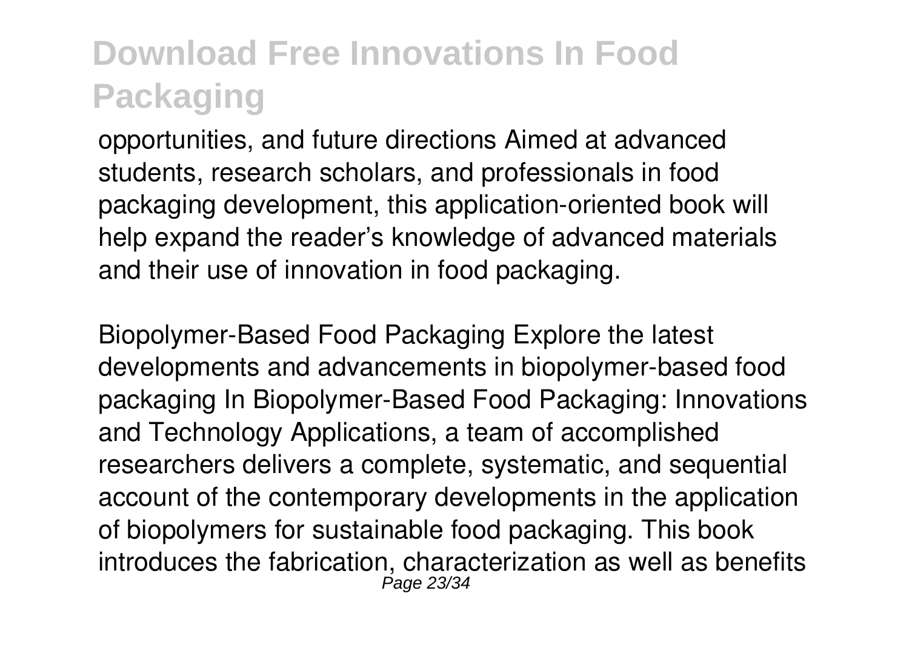opportunities, and future directions Aimed at advanced students, research scholars, and professionals in food packaging development, this application-oriented book will help expand the reader's knowledge of advanced materials and their use of innovation in food packaging.

Biopolymer-Based Food Packaging Explore the latest developments and advancements in biopolymer-based food packaging In Biopolymer-Based Food Packaging: Innovations and Technology Applications, a team of accomplished researchers delivers a complete, systematic, and sequential account of the contemporary developments in the application of biopolymers for sustainable food packaging. This book introduces the fabrication, characterization as well as benefits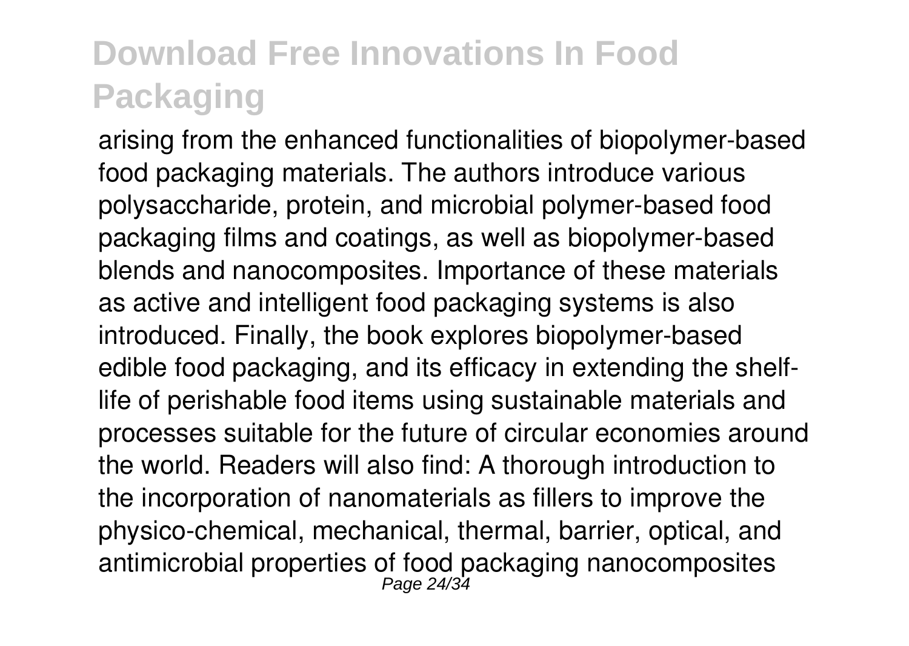arising from the enhanced functionalities of biopolymer-based food packaging materials. The authors introduce various polysaccharide, protein, and microbial polymer-based food packaging films and coatings, as well as biopolymer-based blends and nanocomposites. Importance of these materials as active and intelligent food packaging systems is also introduced. Finally, the book explores biopolymer-based edible food packaging, and its efficacy in extending the shelf-life of perishable food items using sustainable materials and processes suitable for the future of circular economies around the world. Readers will also find: A thorough introduction to the incorporation of nanomaterials as fillers to improve the physico-chemical, mechanical, thermal, barrier, optical, and antimicrobial properties of food packaging nanocomposites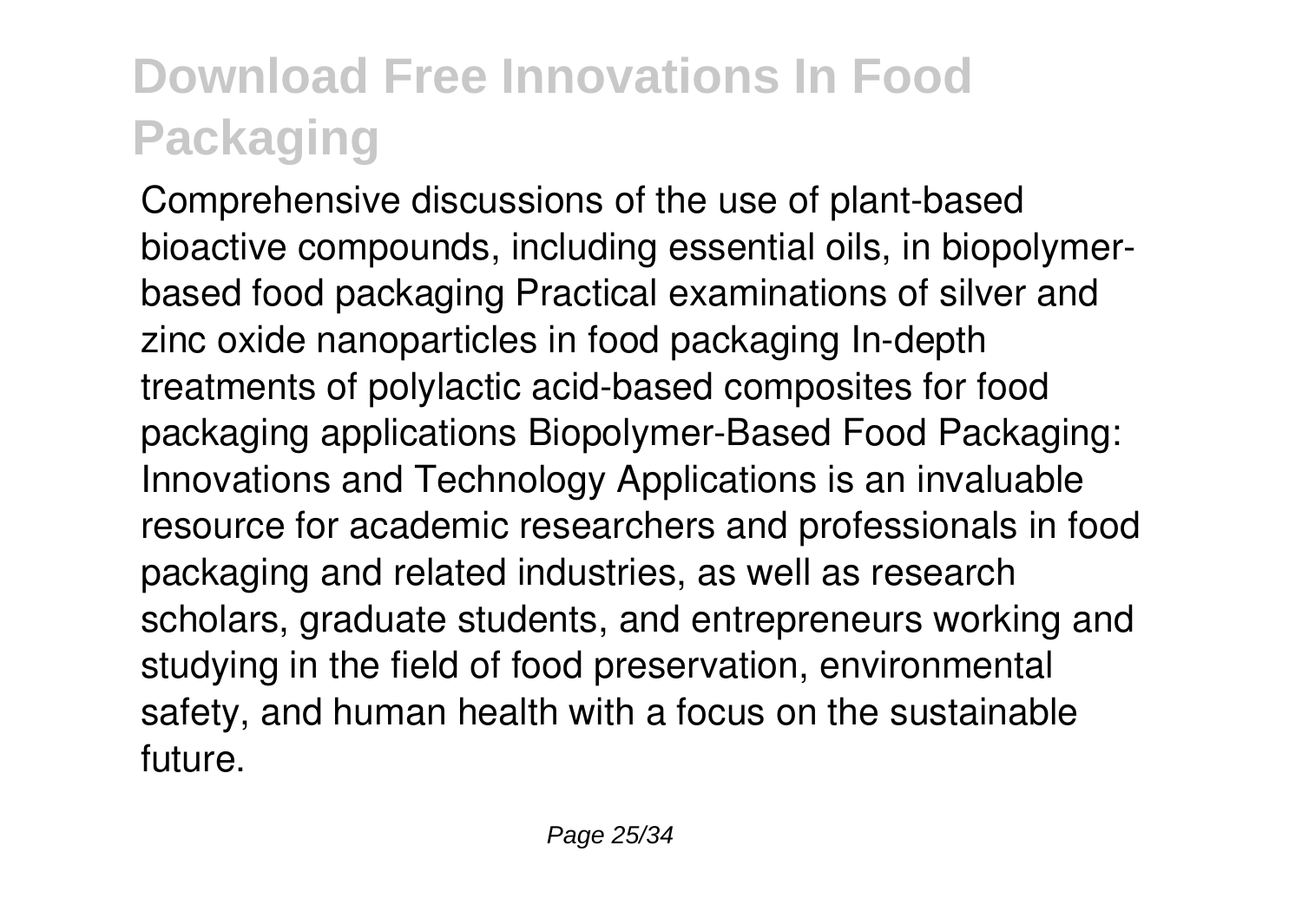Comprehensive discussions of the use of plant-based bioactive compounds, including essential oils, in biopolymer-based food packaging Practical examinations of silver and zinc oxide nanoparticles in food packaging In-depth treatments of polylactic acid-based composites for food packaging applications Biopolymer-Based Food Packaging: Innovations and Technology Applications is an invaluable resource for academic researchers and professionals in food packaging and related industries, as well as research scholars, graduate students, and entrepreneurs working and studying in the field of food preservation, environmental safety, and human health with a focus on the sustainable future.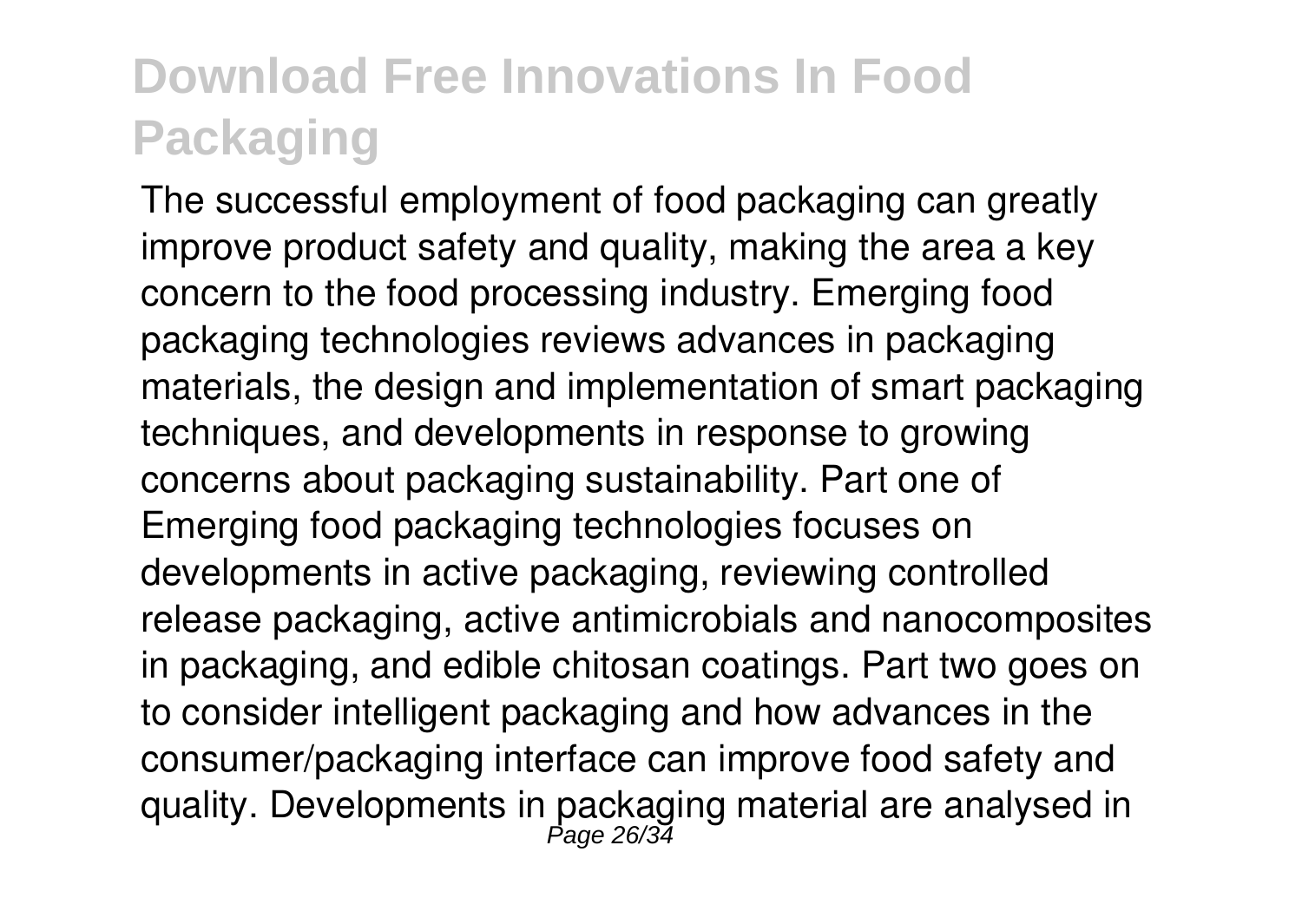The successful employment of food packaging can greatly improve product safety and quality, making the area a key concern to the food processing industry. Emerging food packaging technologies reviews advances in packaging materials, the design and implementation of smart packaging techniques, and developments in response to growing concerns about packaging sustainability. Part one of Emerging food packaging technologies focuses on developments in active packaging, reviewing controlled release packaging, active antimicrobials and nanocomposites in packaging, and edible chitosan coatings. Part two goes on to consider intelligent packaging and how advances in the consumer/packaging interface can improve food safety and quality. Developments in packaging material are analysed in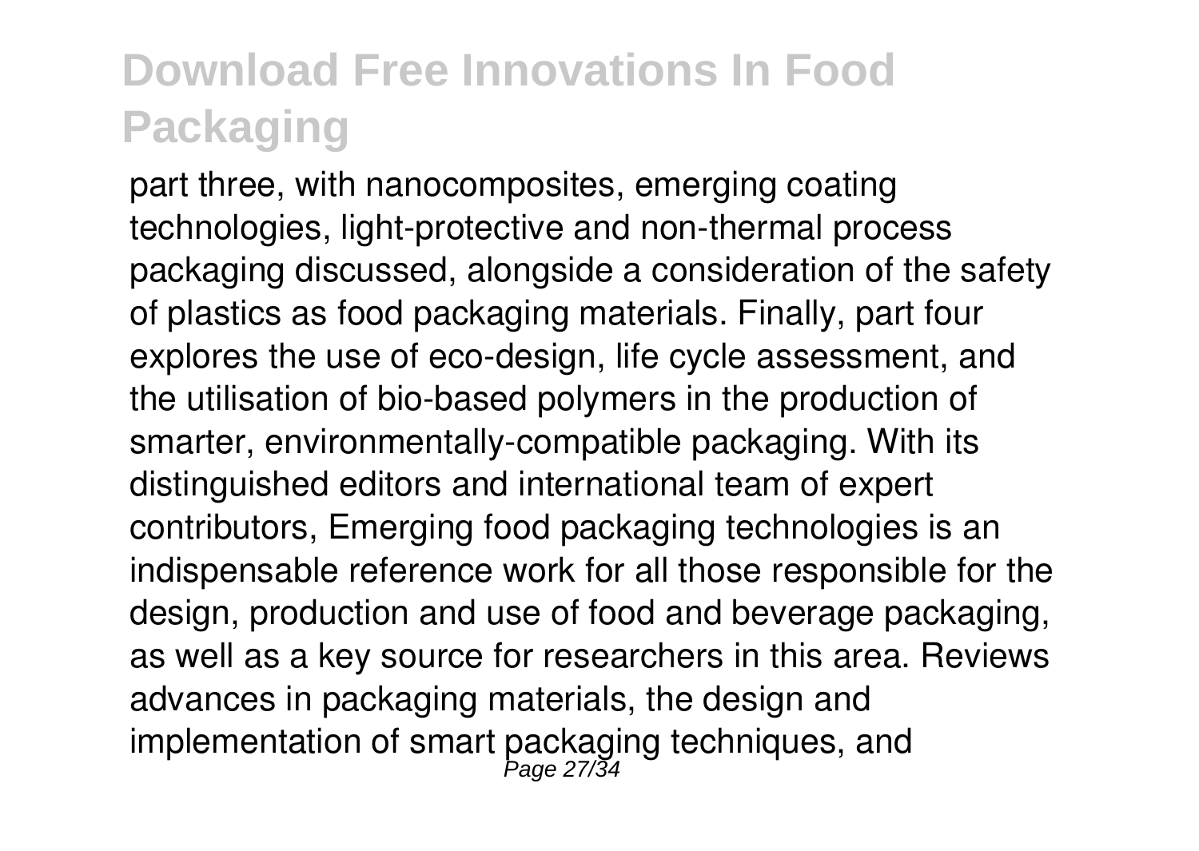part three, with nanocomposites, emerging coating technologies, light-protective and non-thermal process packaging discussed, alongside a consideration of the safety of plastics as food packaging materials. Finally, part four explores the use of eco-design, life cycle assessment, and the utilisation of bio-based polymers in the production of smarter, environmentally-compatible packaging. With its distinguished editors and international team of expert contributors, Emerging food packaging technologies is an indispensable reference work for all those responsible for the design, production and use of food and beverage packaging, as well as a key source for researchers in this area. Reviews advances in packaging materials, the design and implementation of smart packaging techniques, and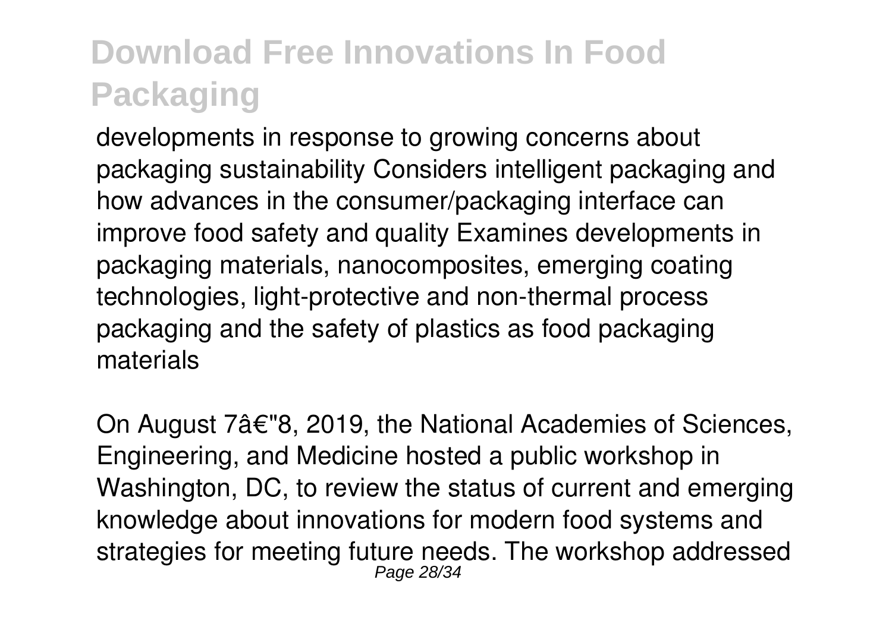developments in response to growing concerns about packaging sustainability Considers intelligent packaging and how advances in the consumer/packaging interface can improve food safety and quality Examines developments in packaging materials, nanocomposites, emerging coating technologies, light-protective and non-thermal process packaging and the safety of plastics as food packaging materials

On August 7â€"8, 2019, the National Academies of Sciences, Engineering, and Medicine hosted a public workshop in Washington, DC, to review the status of current and emerging knowledge about innovations for modern food systems and strategies for meeting future needs. The workshop addressed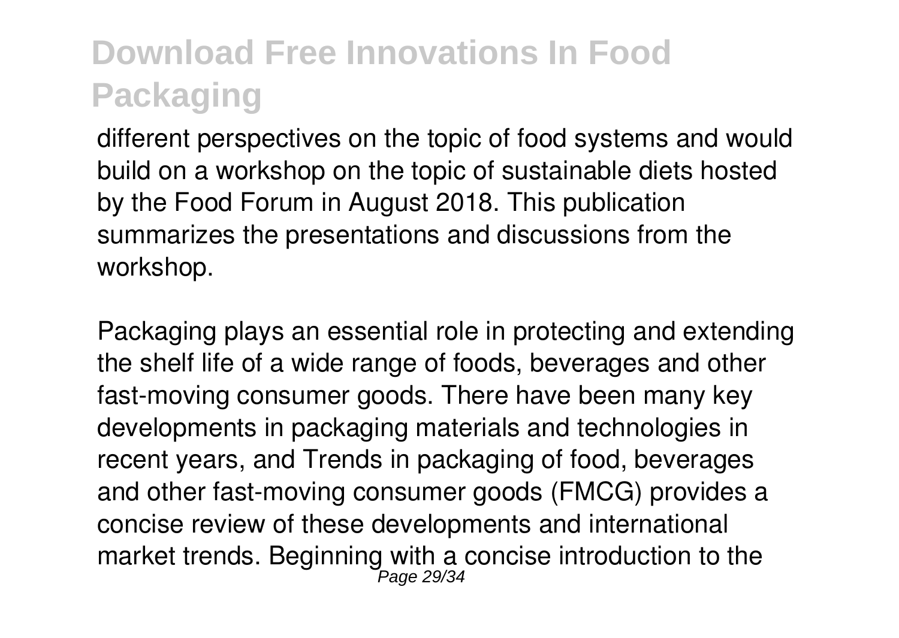different perspectives on the topic of food systems and would build on a workshop on the topic of sustainable diets hosted by the Food Forum in August 2018. This publication summarizes the presentations and discussions from the workshop.

Packaging plays an essential role in protecting and extending the shelf life of a wide range of foods, beverages and other fast-moving consumer goods. There have been many key developments in packaging materials and technologies in recent years, and Trends in packaging of food, beverages and other fast-moving consumer goods (FMCG) provides a concise review of these developments and international market trends. Beginning with a concise introduction to the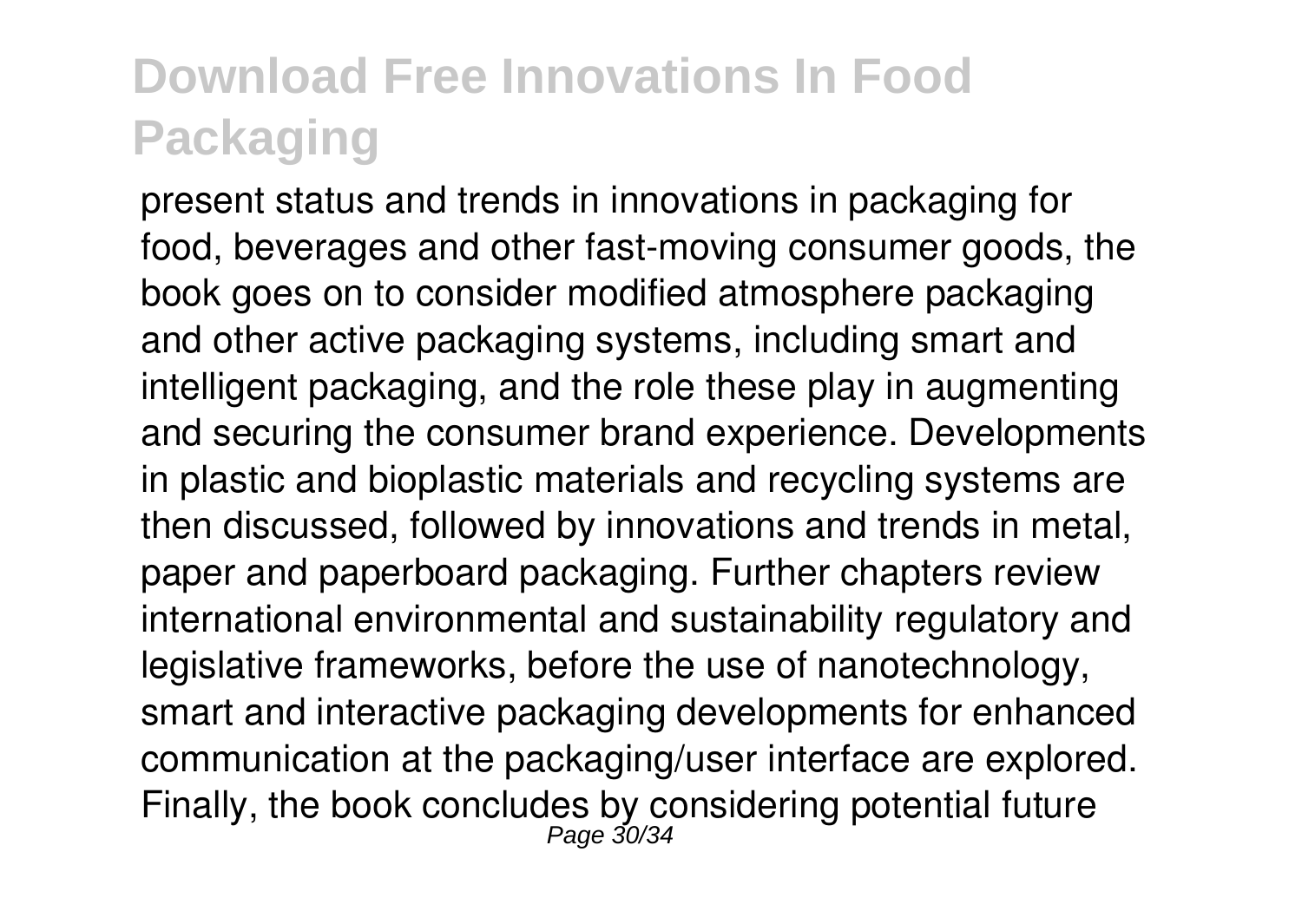present status and trends in innovations in packaging for food, beverages and other fast-moving consumer goods, the book goes on to consider modified atmosphere packaging and other active packaging systems, including smart and intelligent packaging, and the role these play in augmenting and securing the consumer brand experience. Developments in plastic and bioplastic materials and recycling systems are then discussed, followed by innovations and trends in metal, paper and paperboard packaging. Further chapters review international environmental and sustainability regulatory and legislative frameworks, before the use of nanotechnology, smart and interactive packaging developments for enhanced communication at the packaging/user interface are explored. Finally, the book concludes by considering potential future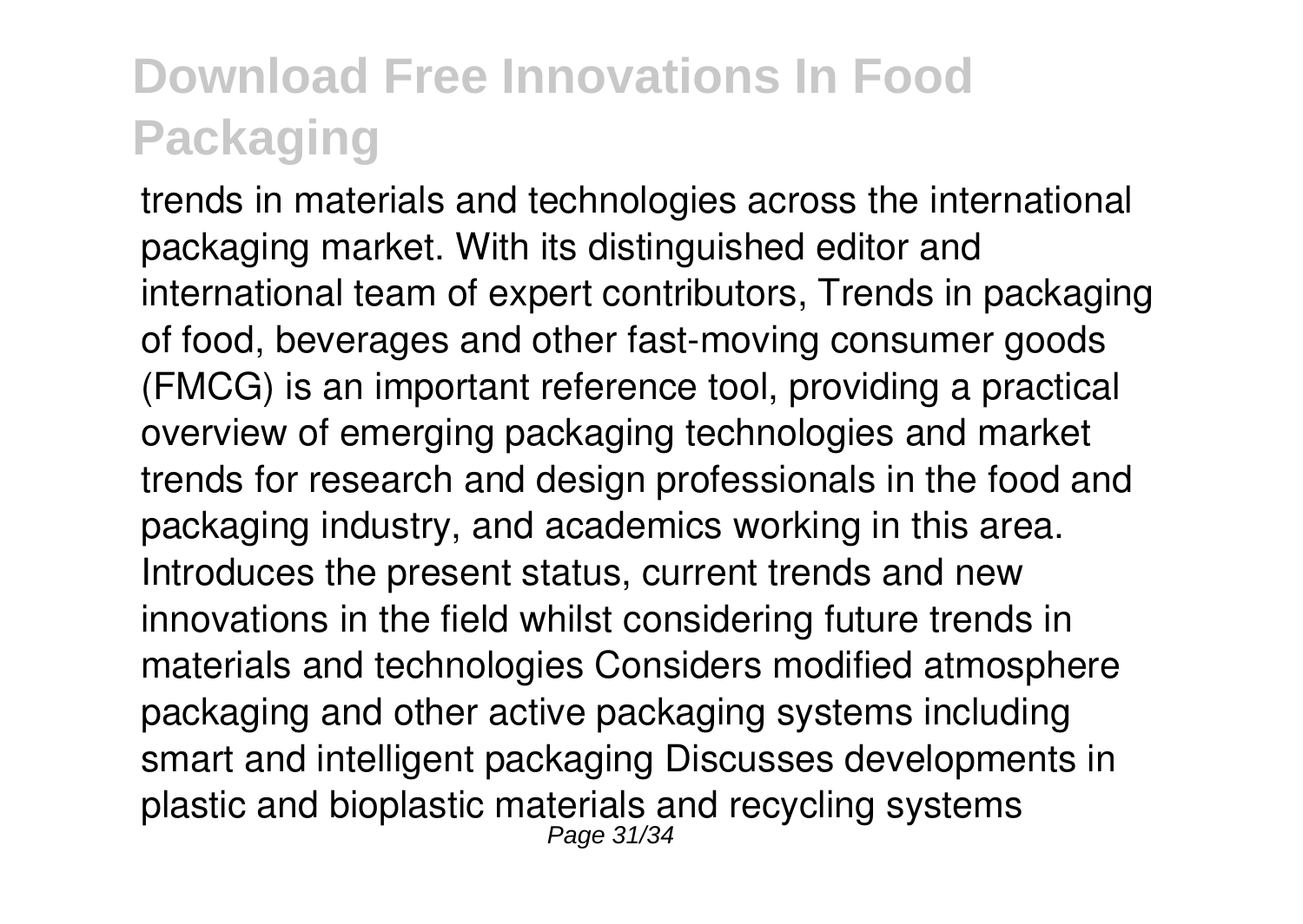trends in materials and technologies across the international packaging market. With its distinguished editor and international team of expert contributors, Trends in packaging of food, beverages and other fast-moving consumer goods (FMCG) is an important reference tool, providing a practical overview of emerging packaging technologies and market trends for research and design professionals in the food and packaging industry, and academics working in this area. Introduces the present status, current trends and new innovations in the field whilst considering future trends in materials and technologies Considers modified atmosphere packaging and other active packaging systems including smart and intelligent packaging Discusses developments in plastic and bioplastic materials and recycling systems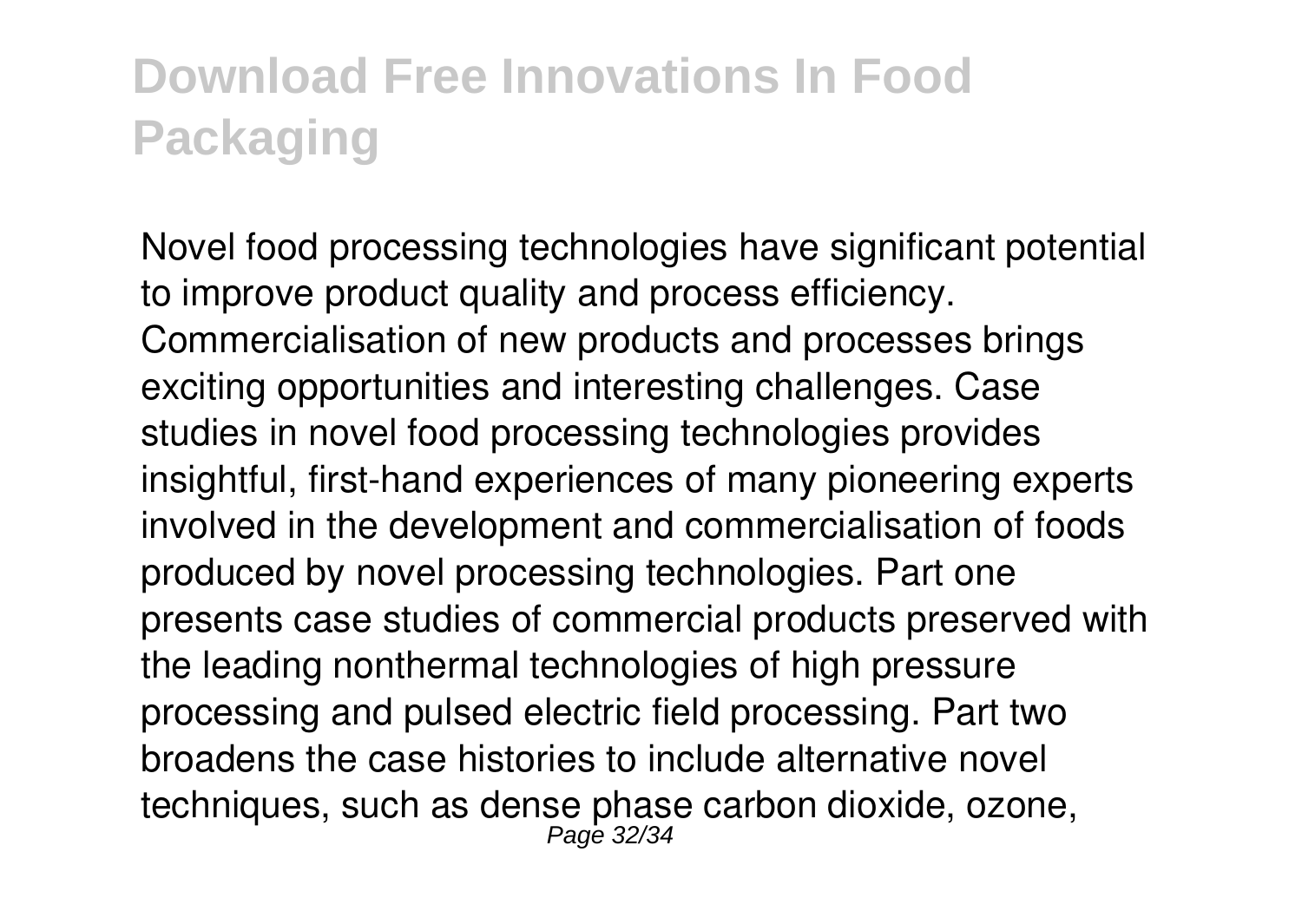Novel food processing technologies have significant potential to improve product quality and process efficiency. Commercialisation of new products and processes brings exciting opportunities and interesting challenges. Case studies in novel food processing technologies provides insightful, first-hand experiences of many pioneering experts involved in the development and commercialisation of foods produced by novel processing technologies. Part one presents case studies of commercial products preserved with the leading nonthermal technologies of high pressure processing and pulsed electric field processing. Part two broadens the case histories to include alternative novel techniques, such as dense phase carbon dioxide, ozone,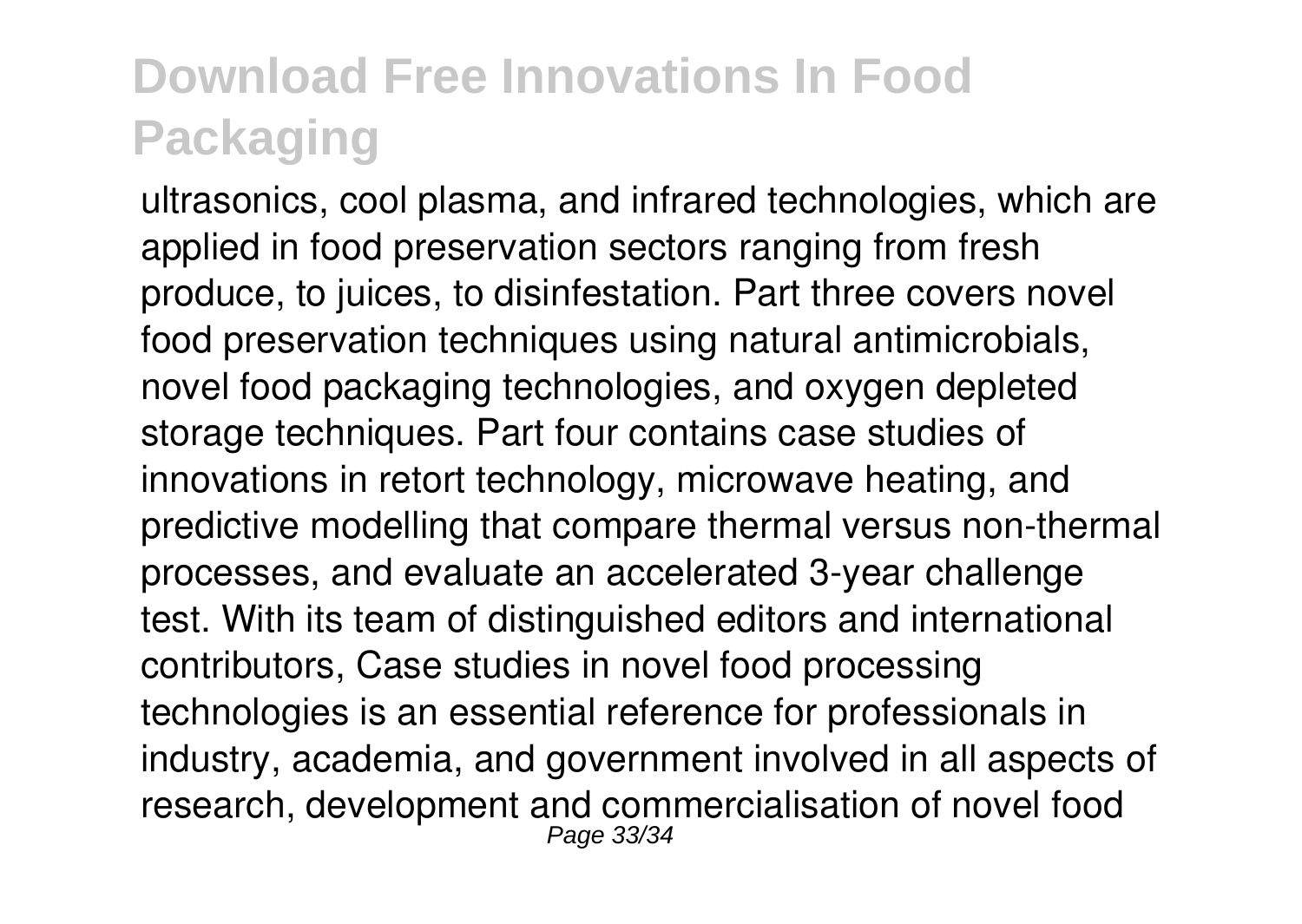ultrasonics, cool plasma, and infrared technologies, which are applied in food preservation sectors ranging from fresh produce, to juices, to disinfestation. Part three covers novel food preservation techniques using natural antimicrobials, novel food packaging technologies, and oxygen depleted storage techniques. Part four contains case studies of innovations in retort technology, microwave heating, and predictive modelling that compare thermal versus non-thermal processes, and evaluate an accelerated 3-year challenge test. With its team of distinguished editors and international contributors, Case studies in novel food processing technologies is an essential reference for professionals in industry, academia, and government involved in all aspects of research, development and commercialisation of novel food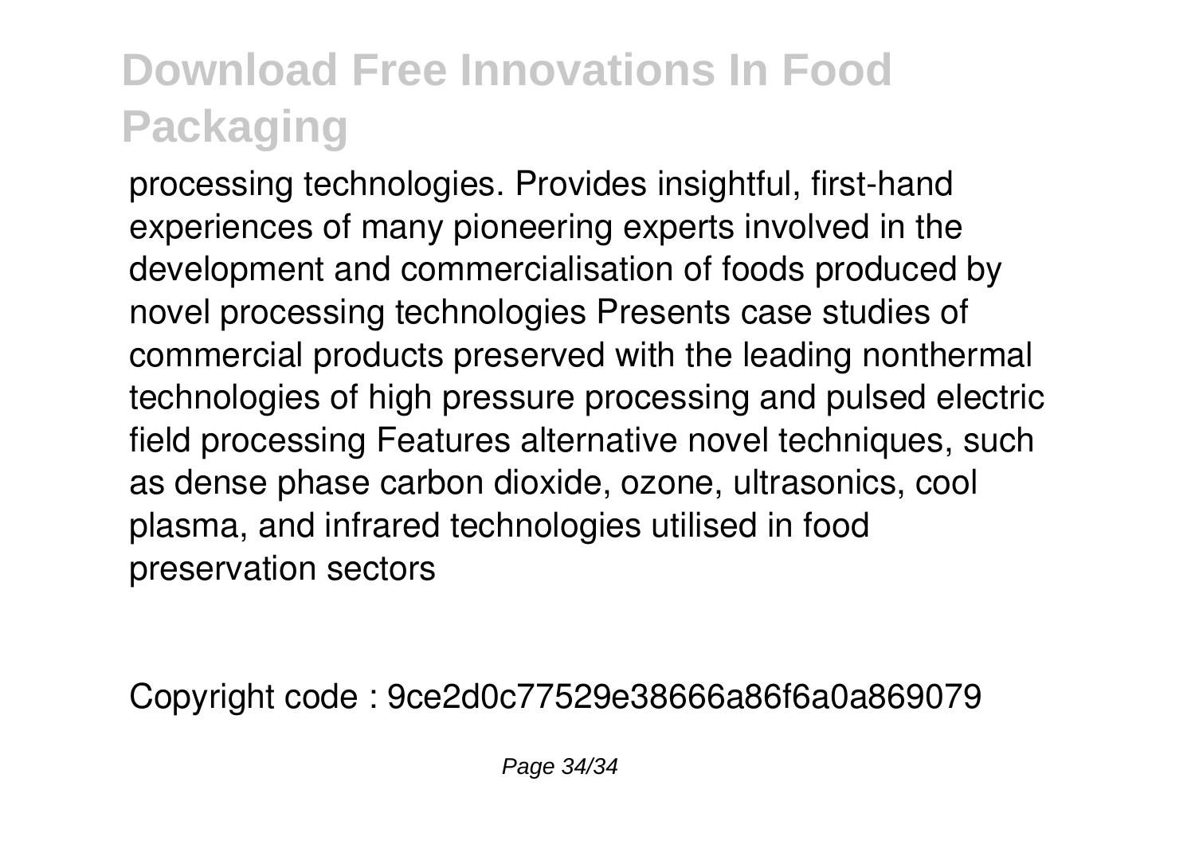processing technologies. Provides insightful, first-hand experiences of many pioneering experts involved in the development and commercialisation of foods produced by novel processing technologies Presents case studies of commercial products preserved with the leading nonthermal technologies of high pressure processing and pulsed electric field processing Features alternative novel techniques, such as dense phase carbon dioxide, ozone, ultrasonics, cool plasma, and infrared technologies utilised in food preservation sectors

Copyright code : 9ce2d0c77529e38666a86f6a0a869079